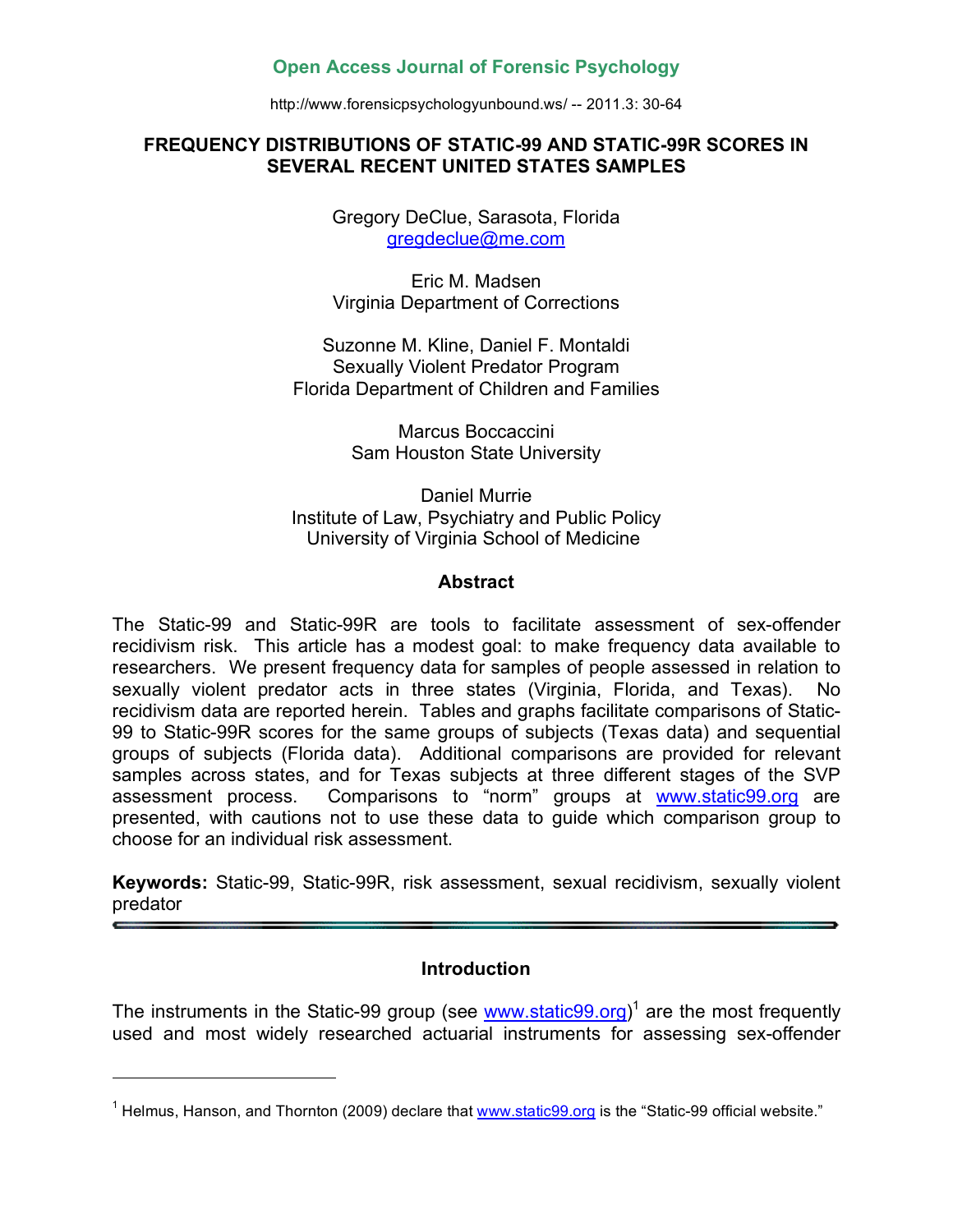Open Access Journal of Forensic Psychology

http://www.forensicpsychologyunbound.ws/ -- 2011.3: 30-64

# FREQUENCY DISTRIBUTIONS OF STATIC-99 AND STATIC-99R SCORES IN SEVERAL RECENT UNITED STATES SAMPLES

Gregory DeClue, Sarasota, Florida
gregdeclue@me.com

Eric M. Madsen
Virginia Department of Corrections

Suzonne M. Kline, Daniel F. Montaldi
Sexually Violent Predator Program
Florida Department of Children and Families

Marcus Boccaccini
Sam Houston State University

Daniel Murrie
Institute of Law, Psychiatry and Public Policy
University of Virginia School of Medicine

## Abstract

The Static-99 and Static-99R are tools to facilitate assessment of sex-offender recidivism risk. This article has a modest goal: to make frequency data available to researchers. We present frequency data for samples of people assessed in relation to sexually violent predator acts in three states (Virginia, Florida, and Texas). No recidivism data are reported herein. Tables and graphs facilitate comparisons of Static-99 to Static-99R scores for the same groups of subjects (Texas data) and sequential groups of subjects (Florida data). Additional comparisons are provided for relevant samples across states, and for Texas subjects at three different stages of the SVP assessment process. Comparisons to "norm" groups at www.static99.org are presented, with cautions not to use these data to guide which comparison group to choose for an individual risk assessment.

**Keywords:** Static-99, Static-99R, risk assessment, sexual recidivism, sexually violent predator

## Introduction

The instruments in the Static-99 group (see www.static99.org)[1] are the most frequently used and most widely researched actuarial instruments for assessing sex-offender

[1] Helmus, Hanson, and Thornton (2009) declare that www.static99.org is the "Static-99 official website."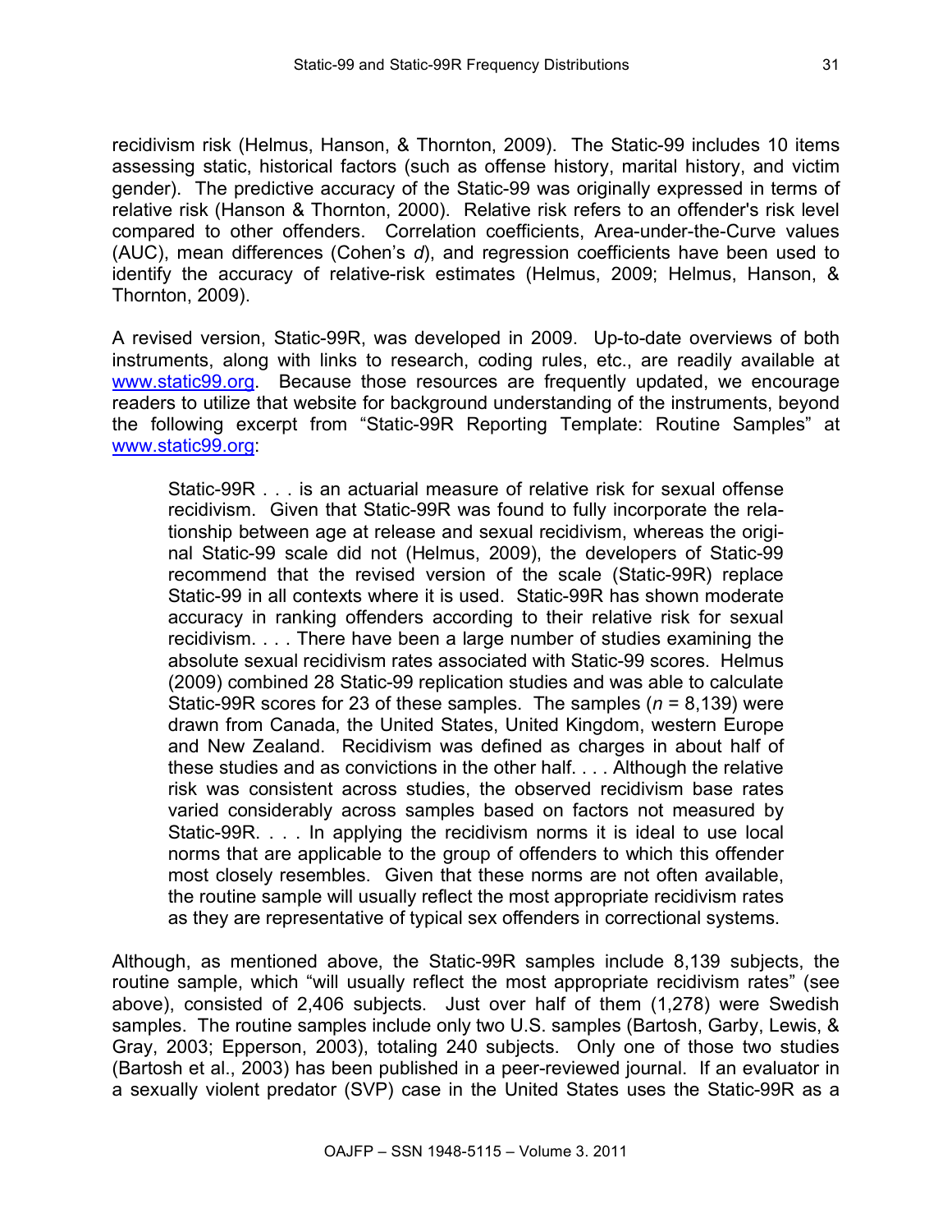recidivism risk (Helmus, Hanson, & Thornton, 2009). The Static-99 includes 10 items assessing static, historical factors (such as offense history, marital history, and victim gender). The predictive accuracy of the Static-99 was originally expressed in terms of relative risk (Hanson & Thornton, 2000). Relative risk refers to an offender's risk level compared to other offenders. Correlation coefficients, Area-under-the-Curve values (AUC), mean differences (Cohen's *d*), and regression coefficients have been used to identify the accuracy of relative-risk estimates (Helmus, 2009; Helmus, Hanson, & Thornton, 2009).

A revised version, Static-99R, was developed in 2009. Up-to-date overviews of both instruments, along with links to research, coding rules, etc., are readily available at [www.static99.org](http://www.static99.org). Because those resources are frequently updated, we encourage readers to utilize that website for background understanding of the instruments, beyond the following excerpt from "Static-99R Reporting Template: Routine Samples" at [www.static99.org](http://www.static99.org):

> Static-99R . . . is an actuarial measure of relative risk for sexual offense recidivism. Given that Static-99R was found to fully incorporate the relationship between age at release and sexual recidivism, whereas the original Static-99 scale did not (Helmus, 2009), the developers of Static-99 recommend that the revised version of the scale (Static-99R) replace Static-99 in all contexts where it is used. Static-99R has shown moderate accuracy in ranking offenders according to their relative risk for sexual recidivism. . . . There have been a large number of studies examining the absolute sexual recidivism rates associated with Static-99 scores. Helmus (2009) combined 28 Static-99 replication studies and was able to calculate Static-99R scores for 23 of these samples. The samples ($n$ = 8,139) were drawn from Canada, the United States, United Kingdom, western Europe and New Zealand. Recidivism was defined as charges in about half of these studies and as convictions in the other half. . . . Although the relative risk was consistent across studies, the observed recidivism base rates varied considerably across samples based on factors not measured by Static-99R. . . . In applying the recidivism norms it is ideal to use local norms that are applicable to the group of offenders to which this offender most closely resembles. Given that these norms are not often available, the routine sample will usually reflect the most appropriate recidivism rates as they are representative of typical sex offenders in correctional systems.

Although, as mentioned above, the Static-99R samples include 8,139 subjects, the routine sample, which "will usually reflect the most appropriate recidivism rates" (see above), consisted of 2,406 subjects. Just over half of them (1,278) were Swedish samples. The routine samples include only two U.S. samples (Bartosh, Garby, Lewis, & Gray, 2003; Epperson, 2003), totaling 240 subjects. Only one of those two studies (Bartosh et al., 2003) has been published in a peer-reviewed journal. If an evaluator in a sexually violent predator (SVP) case in the United States uses the Static-99R as a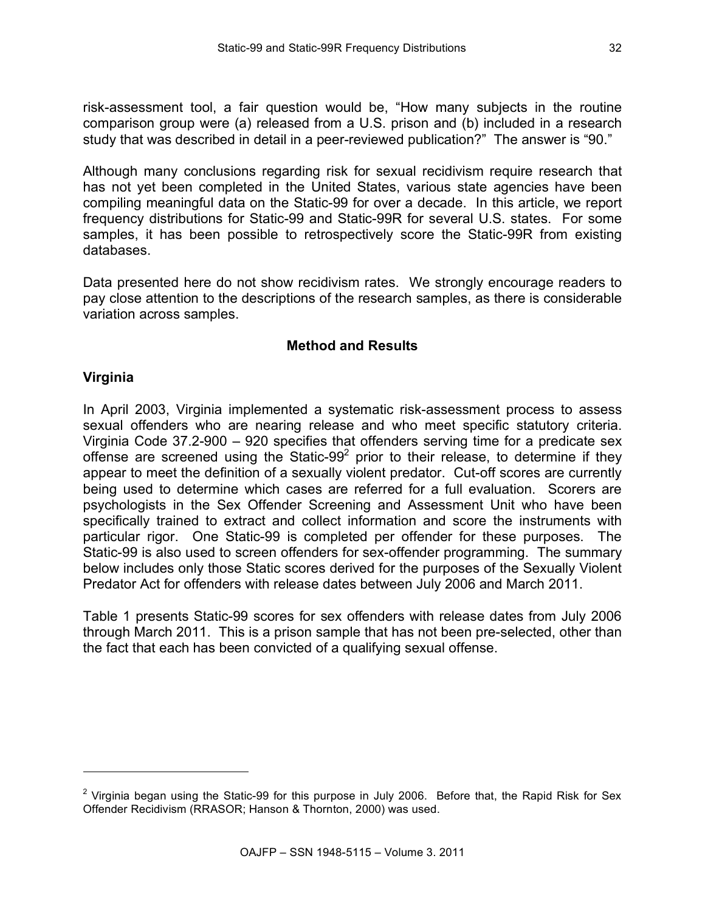risk-assessment tool, a fair question would be, “How many subjects in the routine comparison group were (a) released from a U.S. prison and (b) included in a research study that was described in detail in a peer-reviewed publication?” The answer is “90.”

Although many conclusions regarding risk for sexual recidivism require research that has not yet been completed in the United States, various state agencies have been compiling meaningful data on the Static-99 for over a decade. In this article, we report frequency distributions for Static-99 and Static-99R for several U.S. states. For some samples, it has been possible to retrospectively score the Static-99R from existing databases.

Data presented here do not show recidivism rates. We strongly encourage readers to pay close attention to the descriptions of the research samples, as there is considerable variation across samples.

## Method and Results

### Virginia

In April 2003, Virginia implemented a systematic risk-assessment process to assess sexual offenders who are nearing release and who meet specific statutory criteria. Virginia Code 37.2-900 – 920 specifies that offenders serving time for a predicate sex offense are screened using the Static-99[2] prior to their release, to determine if they appear to meet the definition of a sexually violent predator. Cut-off scores are currently being used to determine which cases are referred for a full evaluation. Scorers are psychologists in the Sex Offender Screening and Assessment Unit who have been specifically trained to extract and collect information and score the instruments with particular rigor. One Static-99 is completed per offender for these purposes. The Static-99 is also used to screen offenders for sex-offender programming. The summary below includes only those Static scores derived for the purposes of the Sexually Violent Predator Act for offenders with release dates between July 2006 and March 2011.

Table 1 presents Static-99 scores for sex offenders with release dates from July 2006 through March 2011. This is a prison sample that has not been pre-selected, other than the fact that each has been convicted of a qualifying sexual offense.

---

[2] Virginia began using the Static-99 for this purpose in July 2006. Before that, the Rapid Risk for Sex Offender Recidivism (RRASOR; Hanson & Thornton, 2000) was used.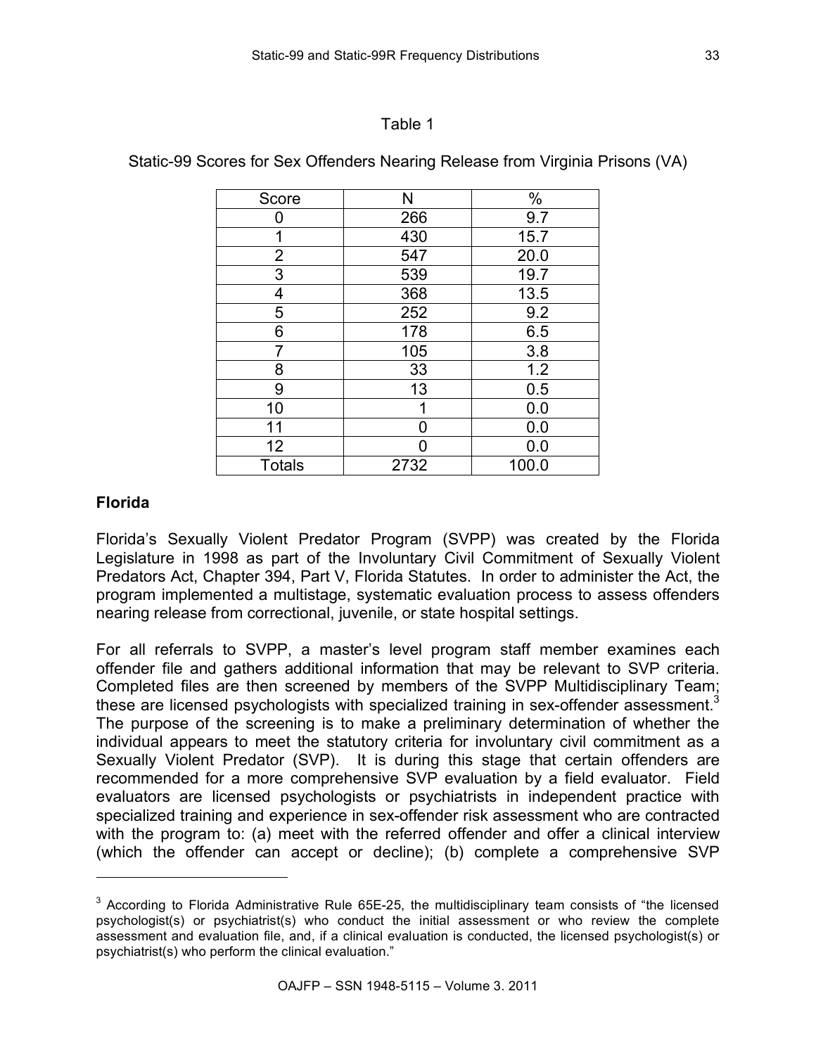Table 1

Static-99 Scores for Sex Offenders Nearing Release from Virginia Prisons (VA)

| Score | N | % |
|---|---|---|
| 0 | 266 | 9.7 |
| 1 | 430 | 15.7 |
| 2 | 547 | 20.0 |
| 3 | 539 | 19.7 |
| 4 | 368 | 13.5 |
| 5 | 252 | 9.2 |
| 6 | 178 | 6.5 |
| 7 | 105 | 3.8 |
| 8 | 33 | 1.2 |
| 9 | 13 | 0.5 |
| 10 | 1 | 0.0 |
| 11 | 0 | 0.0 |
| 12 | 0 | 0.0 |
| Totals | 2732 | 100.0 |

**Florida**

Florida's Sexually Violent Predator Program (SVPP) was created by the Florida Legislature in 1998 as part of the Involuntary Civil Commitment of Sexually Violent Predators Act, Chapter 394, Part V, Florida Statutes. In order to administer the Act, the program implemented a multistage, systematic evaluation process to assess offenders nearing release from correctional, juvenile, or state hospital settings.

For all referrals to SVPP, a master's level program staff member examines each offender file and gathers additional information that may be relevant to SVP criteria. Completed files are then screened by members of the SVPP Multidisciplinary Team; these are licensed psychologists with specialized training in sex-offender assessment.[3] The purpose of the screening is to make a preliminary determination of whether the individual appears to meet the statutory criteria for involuntary civil commitment as a Sexually Violent Predator (SVP). It is during this stage that certain offenders are recommended for a more comprehensive SVP evaluation by a field evaluator. Field evaluators are licensed psychologists or psychiatrists in independent practice with specialized training and experience in sex-offender risk assessment who are contracted with the program to: (a) meet with the referred offender and offer a clinical interview (which the offender can accept or decline); (b) complete a comprehensive SVP

[3] According to Florida Administrative Rule 65E-25, the multidisciplinary team consists of "the licensed psychologist(s) or psychiatrist(s) who conduct the initial assessment or who review the complete assessment and evaluation file, and, if a clinical evaluation is conducted, the licensed psychologist(s) or psychiatrist(s) who perform the clinical evaluation."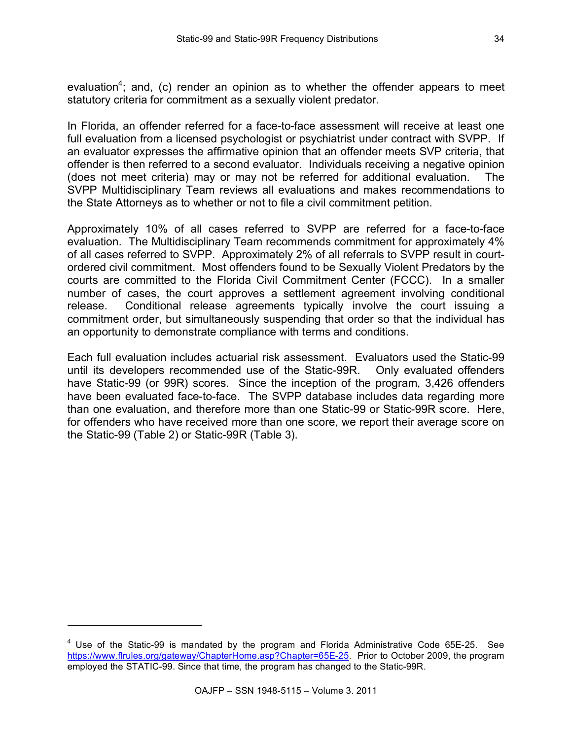evaluation[4]; and, (c) render an opinion as to whether the offender appears to meet statutory criteria for commitment as a sexually violent predator.

In Florida, an offender referred for a face-to-face assessment will receive at least one full evaluation from a licensed psychologist or psychiatrist under contract with SVPP. If an evaluator expresses the affirmative opinion that an offender meets SVP criteria, that offender is then referred to a second evaluator. Individuals receiving a negative opinion (does not meet criteria) may or may not be referred for additional evaluation. The SVPP Multidisciplinary Team reviews all evaluations and makes recommendations to the State Attorneys as to whether or not to file a civil commitment petition.

Approximately 10% of all cases referred to SVPP are referred for a face-to-face evaluation. The Multidisciplinary Team recommends commitment for approximately 4% of all cases referred to SVPP. Approximately 2% of all referrals to SVPP result in court-ordered civil commitment. Most offenders found to be Sexually Violent Predators by the courts are committed to the Florida Civil Commitment Center (FCCC). In a smaller number of cases, the court approves a settlement agreement involving conditional release. Conditional release agreements typically involve the court issuing a commitment order, but simultaneously suspending that order so that the individual has an opportunity to demonstrate compliance with terms and conditions.

Each full evaluation includes actuarial risk assessment. Evaluators used the Static-99 until its developers recommended use of the Static-99R. Only evaluated offenders have Static-99 (or 99R) scores. Since the inception of the program, 3,426 offenders have been evaluated face-to-face. The SVPP database includes data regarding more than one evaluation, and therefore more than one Static-99 or Static-99R score. Here, for offenders who have received more than one score, we report their average score on the Static-99 (Table 2) or Static-99R (Table 3).

---

[4] Use of the Static-99 is mandated by the program and Florida Administrative Code 65E-25. See https://www.flrules.org/gateway/ChapterHome.asp?Chapter=65E-25. Prior to October 2009, the program employed the STATIC-99. Since that time, the program has changed to the Static-99R.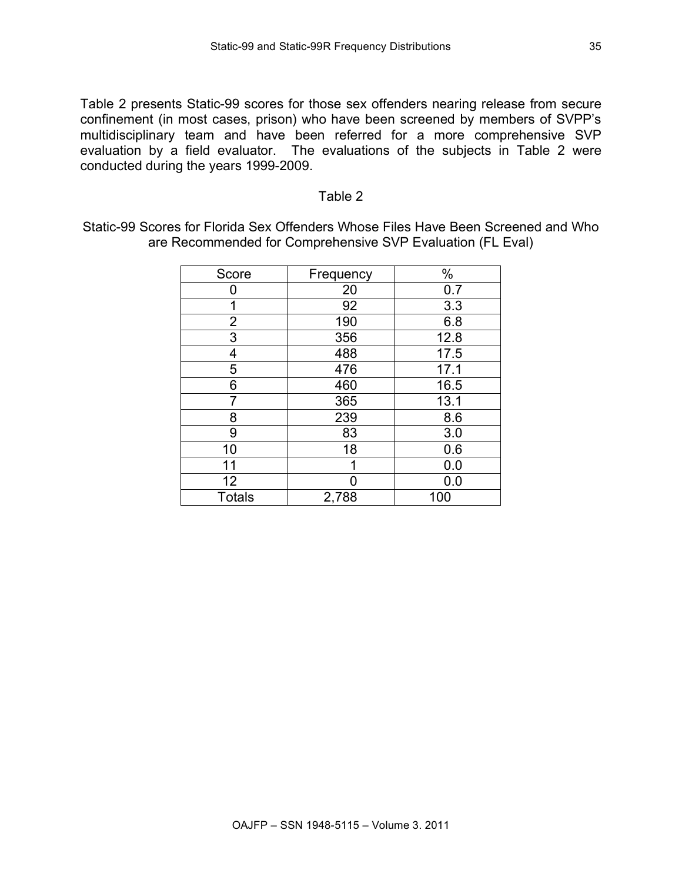Table 2 presents Static-99 scores for those sex offenders nearing release from secure confinement (in most cases, prison) who have been screened by members of SVPP's multidisciplinary team and have been referred for a more comprehensive SVP evaluation by a field evaluator. The evaluations of the subjects in Table 2 were conducted during the years 1999-2009.

Table 2

Static-99 Scores for Florida Sex Offenders Whose Files Have Been Screened and Who are Recommended for Comprehensive SVP Evaluation (FL Eval)

| Score | Frequency | % |
|---|---|---|
| 0 | 20 | 0.7 |
| 1 | 92 | 3.3 |
| 2 | 190 | 6.8 |
| 3 | 356 | 12.8 |
| 4 | 488 | 17.5 |
| 5 | 476 | 17.1 |
| 6 | 460 | 16.5 |
| 7 | 365 | 13.1 |
| 8 | 239 | 8.6 |
| 9 | 83 | 3.0 |
| 10 | 18 | 0.6 |
| 11 | 1 | 0.0 |
| 12 | 0 | 0.0 |
| Totals | 2,788 | 100 |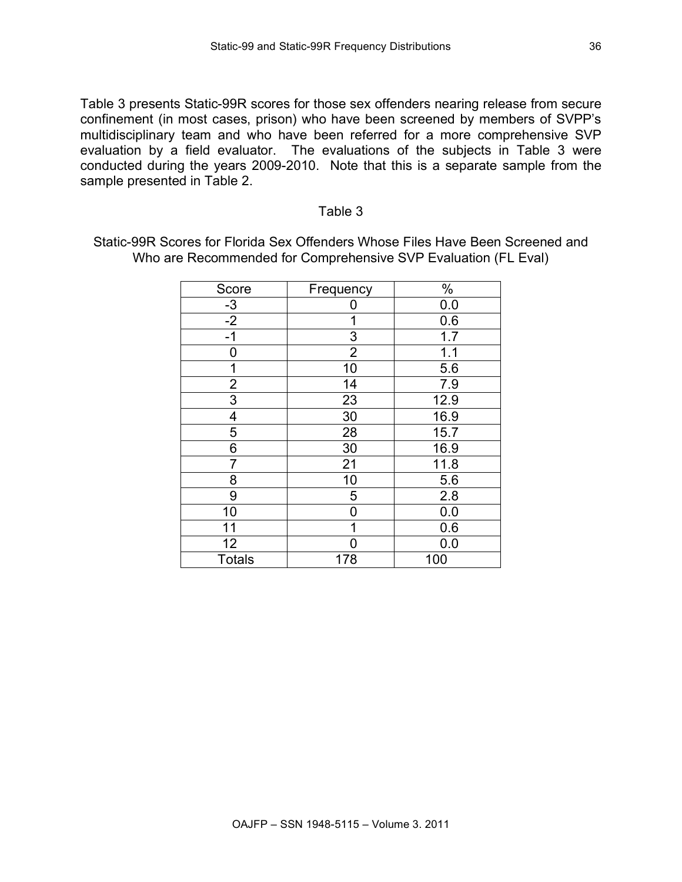Table 3 presents Static-99R scores for those sex offenders nearing release from secure confinement (in most cases, prison) who have been screened by members of SVPP's multidisciplinary team and who have been referred for a more comprehensive SVP evaluation by a field evaluator. The evaluations of the subjects in Table 3 were conducted during the years 2009-2010. Note that this is a separate sample from the sample presented in Table 2.

Table 3

Static-99R Scores for Florida Sex Offenders Whose Files Have Been Screened and Who are Recommended for Comprehensive SVP Evaluation (FL Eval)

| Score | Frequency | % |
|---|---|---|
| -3 | 0 | 0.0 |
| -2 | 1 | 0.6 |
| -1 | 3 | 1.7 |
| 0 | 2 | 1.1 |
| 1 | 10 | 5.6 |
| 2 | 14 | 7.9 |
| 3 | 23 | 12.9 |
| 4 | 30 | 16.9 |
| 5 | 28 | 15.7 |
| 6 | 30 | 16.9 |
| 7 | 21 | 11.8 |
| 8 | 10 | 5.6 |
| 9 | 5 | 2.8 |
| 10 | 0 | 0.0 |
| 11 | 1 | 0.6 |
| 12 | 0 | 0.0 |
| Totals | 178 | 100 |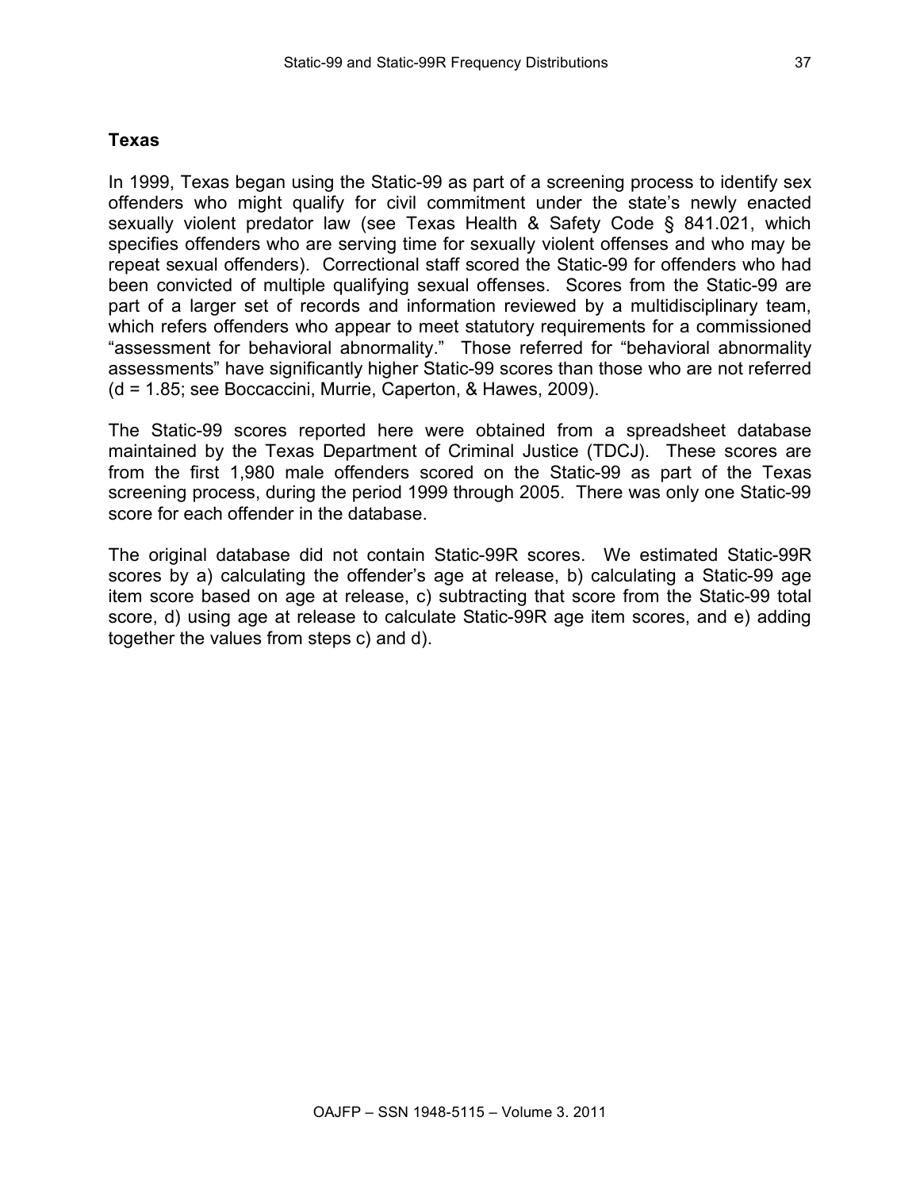## Texas

In 1999, Texas began using the Static-99 as part of a screening process to identify sex offenders who might qualify for civil commitment under the state's newly enacted sexually violent predator law (see Texas Health & Safety Code § 841.021, which specifies offenders who are serving time for sexually violent offenses and who may be repeat sexual offenders). Correctional staff scored the Static-99 for offenders who had been convicted of multiple qualifying sexual offenses. Scores from the Static-99 are part of a larger set of records and information reviewed by a multidisciplinary team, which refers offenders who appear to meet statutory requirements for a commissioned "assessment for behavioral abnormality." Those referred for "behavioral abnormality assessments" have significantly higher Static-99 scores than those who are not referred ($d = 1.85$; see Boccaccini, Murrie, Caperton, & Hawes, 2009).

The Static-99 scores reported here were obtained from a spreadsheet database maintained by the Texas Department of Criminal Justice (TDCJ). These scores are from the first 1,980 male offenders scored on the Static-99 as part of the Texas screening process, during the period 1999 through 2005. There was only one Static-99 score for each offender in the database.

The original database did not contain Static-99R scores. We estimated Static-99R scores by a) calculating the offender's age at release, b) calculating a Static-99 age item score based on age at release, c) subtracting that score from the Static-99 total score, d) using age at release to calculate Static-99R age item scores, and e) adding together the values from steps c) and d).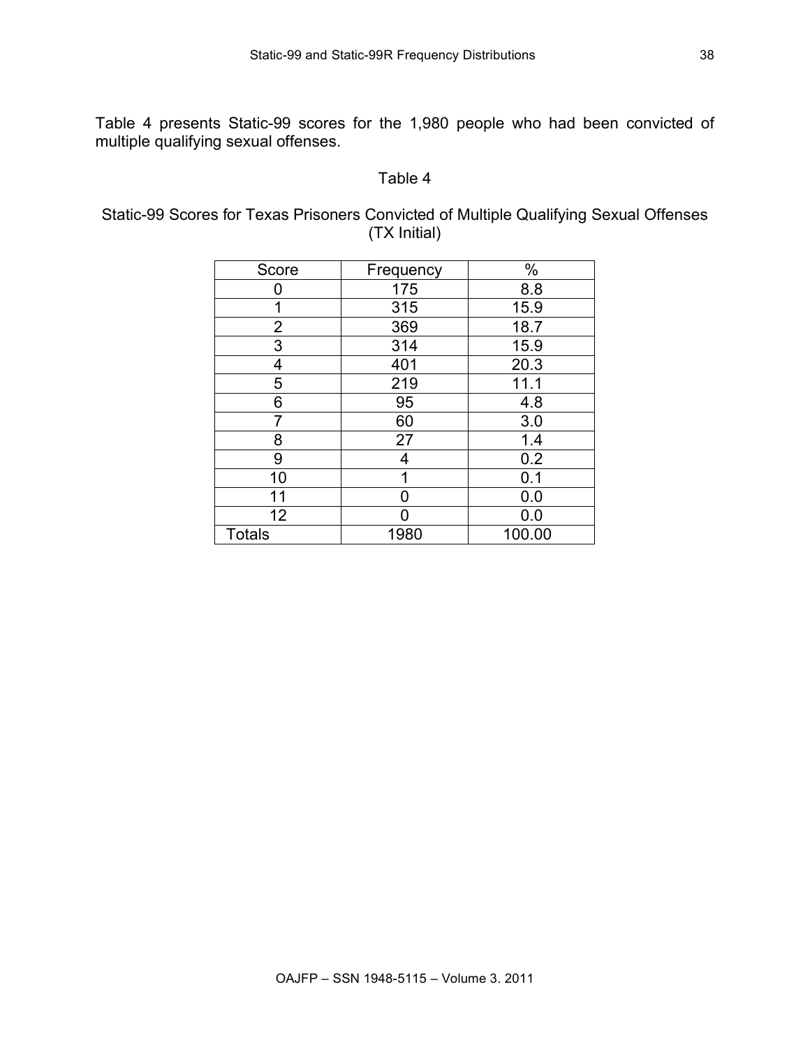Table 4 presents Static-99 scores for the 1,980 people who had been convicted of multiple qualifying sexual offenses.

Table 4

Static-99 Scores for Texas Prisoners Convicted of Multiple Qualifying Sexual Offenses (TX Initial)

| Score | Frequency | % |
|---|---|---|
| 0 | 175 | 8.8 |
| 1 | 315 | 15.9 |
| 2 | 369 | 18.7 |
| 3 | 314 | 15.9 |
| 4 | 401 | 20.3 |
| 5 | 219 | 11.1 |
| 6 | 95 | 4.8 |
| 7 | 60 | 3.0 |
| 8 | 27 | 1.4 |
| 9 | 4 | 0.2 |
| 10 | 1 | 0.1 |
| 11 | 0 | 0.0 |
| 12 | 0 | 0.0 |
| Totals | 1980 | 100.00 |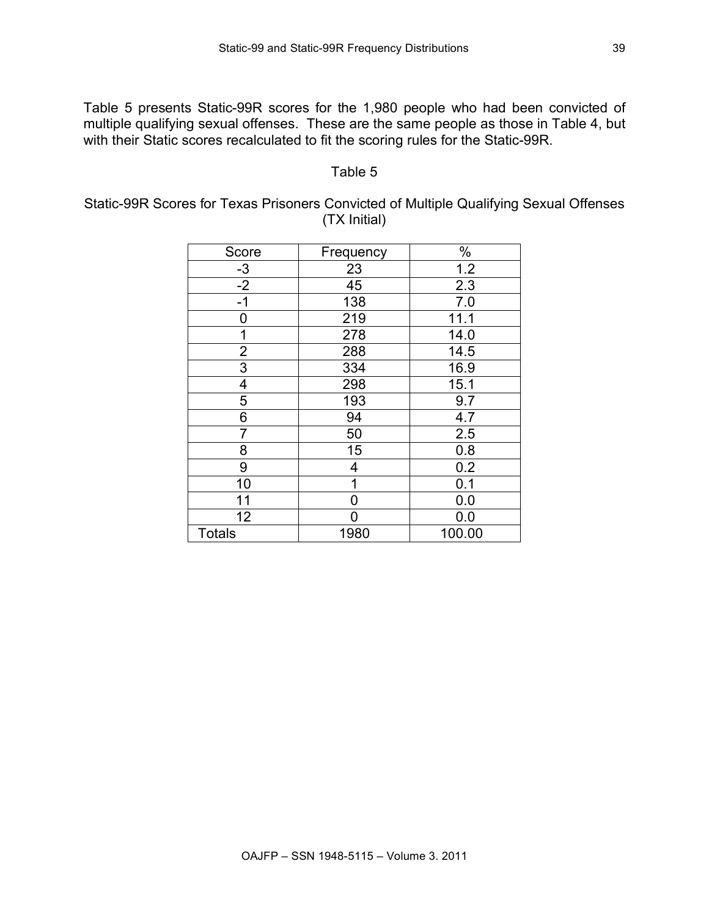Table 5 presents Static-99R scores for the 1,980 people who had been convicted of multiple qualifying sexual offenses. These are the same people as those in Table 4, but with their Static scores recalculated to fit the scoring rules for the Static-99R.

Table 5

Static-99R Scores for Texas Prisoners Convicted of Multiple Qualifying Sexual Offenses (TX Initial)

| Score | Frequency | % |
|---|---|---|
| -3 | 23 | 1.2 |
| -2 | 45 | 2.3 |
| -1 | 138 | 7.0 |
| 0 | 219 | 11.1 |
| 1 | 278 | 14.0 |
| 2 | 288 | 14.5 |
| 3 | 334 | 16.9 |
| 4 | 298 | 15.1 |
| 5 | 193 | 9.7 |
| 6 | 94 | 4.7 |
| 7 | 50 | 2.5 |
| 8 | 15 | 0.8 |
| 9 | 4 | 0.2 |
| 10 | 1 | 0.1 |
| 11 | 0 | 0.0 |
| 12 | 0 | 0.0 |
| Totals | 1980 | 100.00 |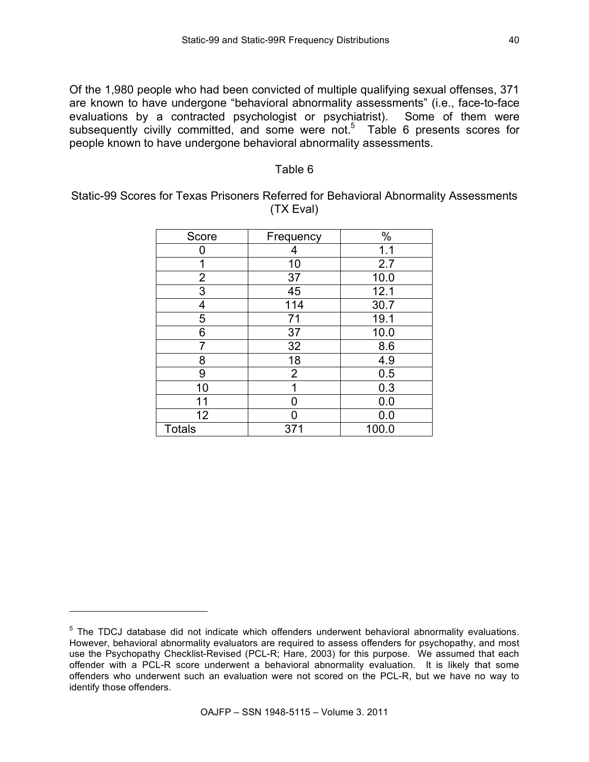Of the 1,980 people who had been convicted of multiple qualifying sexual offenses, 371 are known to have undergone "behavioral abnormality assessments" (i.e., face-to-face evaluations by a contracted psychologist or psychiatrist). Some of them were subsequently civilly committed, and some were not.[5] Table 6 presents scores for people known to have undergone behavioral abnormality assessments.

Table 6

Static-99 Scores for Texas Prisoners Referred for Behavioral Abnormality Assessments (TX Eval)

| Score | Frequency | % |
|---|---|---|
| 0 | 4 | 1.1 |
| 1 | 10 | 2.7 |
| 2 | 37 | 10.0 |
| 3 | 45 | 12.1 |
| 4 | 114 | 30.7 |
| 5 | 71 | 19.1 |
| 6 | 37 | 10.0 |
| 7 | 32 | 8.6 |
| 8 | 18 | 4.9 |
| 9 | 2 | 0.5 |
| 10 | 1 | 0.3 |
| 11 | 0 | 0.0 |
| 12 | 0 | 0.0 |
| Totals | 371 | 100.0 |

[5] The TDCJ database did not indicate which offenders underwent behavioral abnormality evaluations. However, behavioral abnormality evaluators are required to assess offenders for psychopathy, and most use the Psychopathy Checklist-Revised (PCL-R; Hare, 2003) for this purpose. We assumed that each offender with a PCL-R score underwent a behavioral abnormality evaluation. It is likely that some offenders who underwent such an evaluation were not scored on the PCL-R, but we have no way to identify those offenders.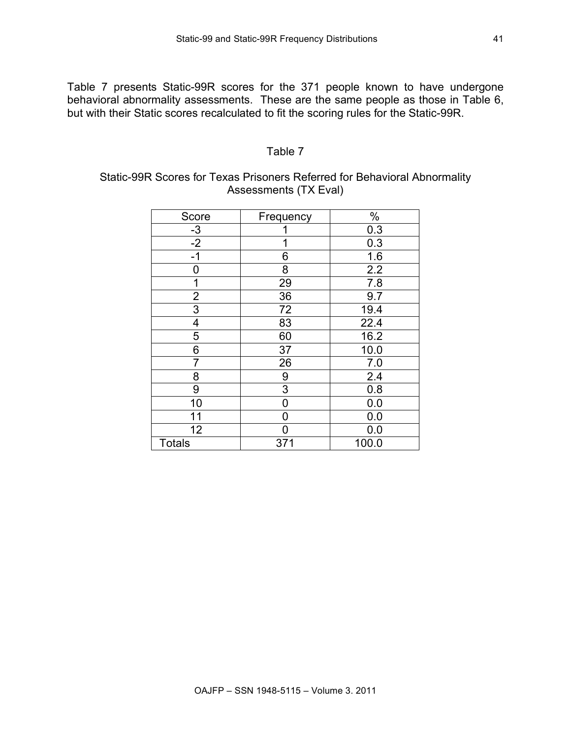Table 7 presents Static-99R scores for the 371 people known to have undergone behavioral abnormality assessments. These are the same people as those in Table 6, but with their Static scores recalculated to fit the scoring rules for the Static-99R.

Table 7

Static-99R Scores for Texas Prisoners Referred for Behavioral Abnormality Assessments (TX Eval)

| Score | Frequency | % |
|---|---|---|
| -3 | 1 | 0.3 |
| -2 | 1 | 0.3 |
| -1 | 6 | 1.6 |
| 0 | 8 | 2.2 |
| 1 | 29 | 7.8 |
| 2 | 36 | 9.7 |
| 3 | 72 | 19.4 |
| 4 | 83 | 22.4 |
| 5 | 60 | 16.2 |
| 6 | 37 | 10.0 |
| 7 | 26 | 7.0 |
| 8 | 9 | 2.4 |
| 9 | 3 | 0.8 |
| 10 | 0 | 0.0 |
| 11 | 0 | 0.0 |
| 12 | 0 | 0.0 |
| Totals | 371 | 100.0 |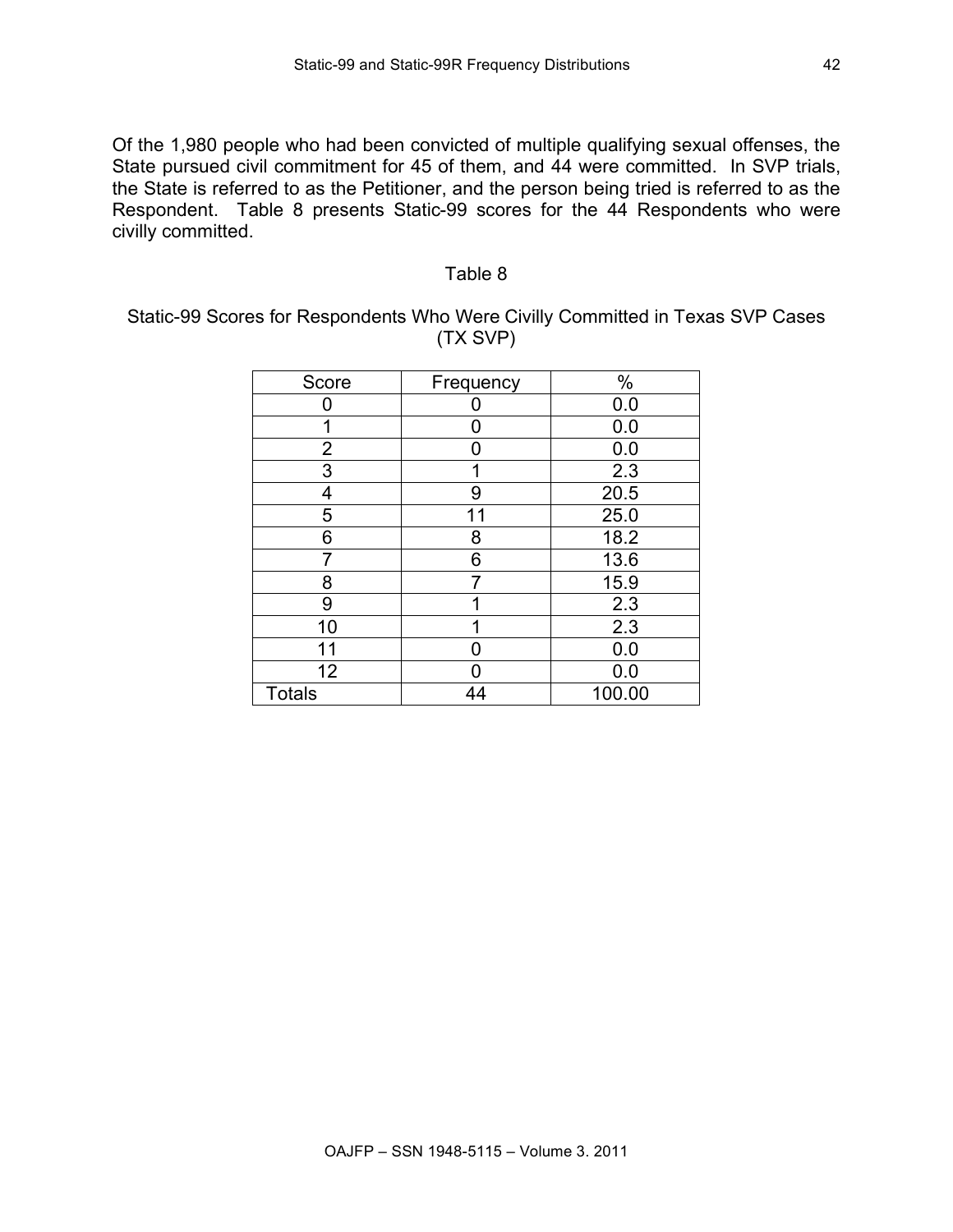Of the 1,980 people who had been convicted of multiple qualifying sexual offenses, the State pursued civil commitment for 45 of them, and 44 were committed. In SVP trials, the State is referred to as the Petitioner, and the person being tried is referred to as the Respondent. Table 8 presents Static-99 scores for the 44 Respondents who were civilly committed.

Table 8

Static-99 Scores for Respondents Who Were Civilly Committed in Texas SVP Cases (TX SVP)

| Score | Frequency | % |
|---|---|---|
| 0 | 0 | 0.0 |
| 1 | 0 | 0.0 |
| 2 | 0 | 0.0 |
| 3 | 1 | 2.3 |
| 4 | 9 | 20.5 |
| 5 | 11 | 25.0 |
| 6 | 8 | 18.2 |
| 7 | 6 | 13.6 |
| 8 | 7 | 15.9 |
| 9 | 1 | 2.3 |
| 10 | 1 | 2.3 |
| 11 | 0 | 0.0 |
| 12 | 0 | 0.0 |
| Totals | 44 | 100.00 |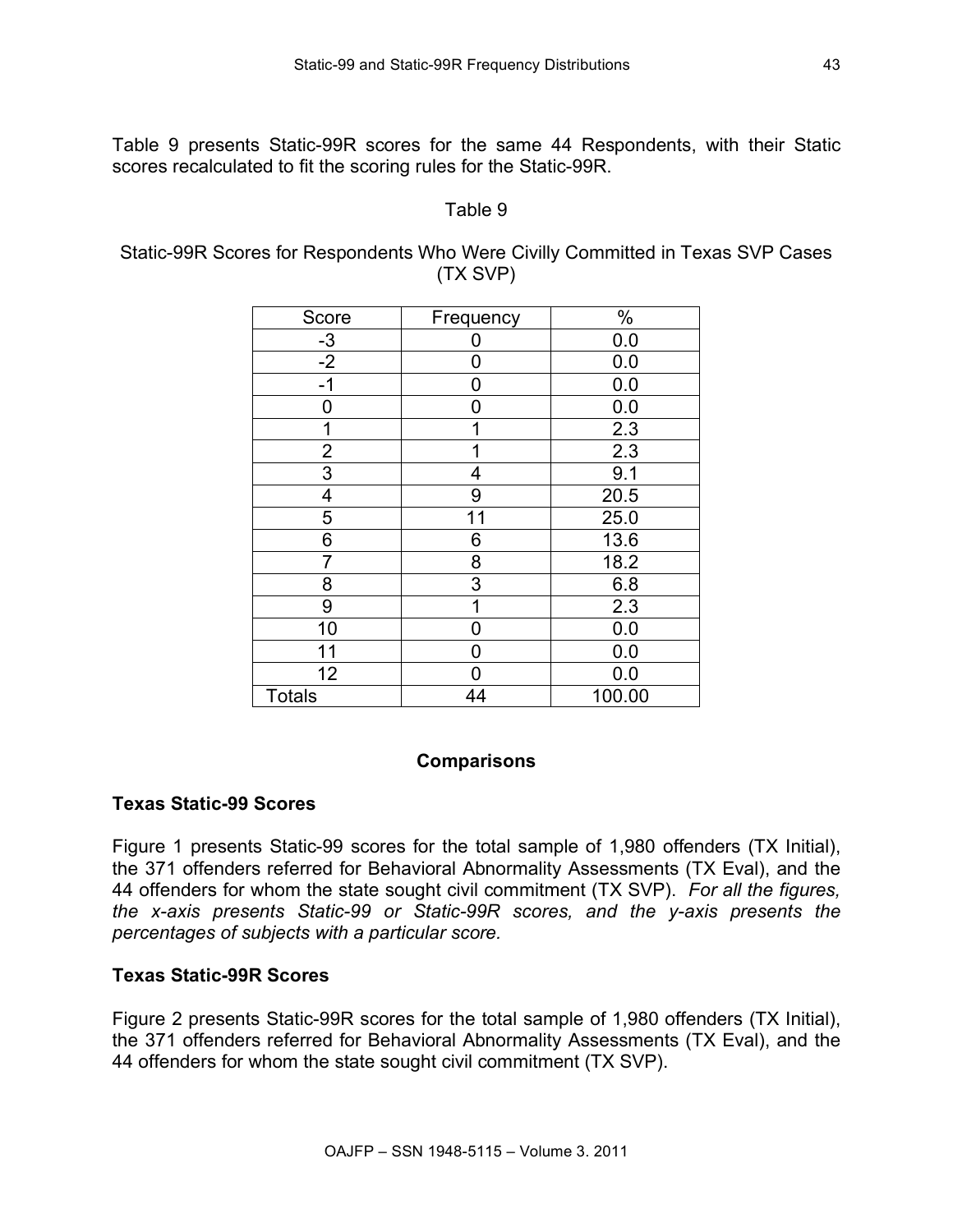Table 9 presents Static-99R scores for the same 44 Respondents, with their Static scores recalculated to fit the scoring rules for the Static-99R.

Table 9

Static-99R Scores for Respondents Who Were Civilly Committed in Texas SVP Cases (TX SVP)

| Score | Frequency | % |
|---|---|---|
| -3 | 0 | 0.0 |
| -2 | 0 | 0.0 |
| -1 | 0 | 0.0 |
| 0 | 0 | 0.0 |
| 1 | 1 | 2.3 |
| 2 | 1 | 2.3 |
| 3 | 4 | 9.1 |
| 4 | 9 | 20.5 |
| 5 | 11 | 25.0 |
| 6 | 6 | 13.6 |
| 7 | 8 | 18.2 |
| 8 | 3 | 6.8 |
| 9 | 1 | 2.3 |
| 10 | 0 | 0.0 |
| 11 | 0 | 0.0 |
| 12 | 0 | 0.0 |
| Totals | 44 | 100.00 |

## Comparisons

### Texas Static-99 Scores

Figure 1 presents Static-99 scores for the total sample of 1,980 offenders (TX Initial), the 371 offenders referred for Behavioral Abnormality Assessments (TX Eval), and the 44 offenders for whom the state sought civil commitment (TX SVP). *For all the figures, the x-axis presents Static-99 or Static-99R scores, and the y-axis presents the percentages of subjects with a particular score.*

### Texas Static-99R Scores

Figure 2 presents Static-99R scores for the total sample of 1,980 offenders (TX Initial), the 371 offenders referred for Behavioral Abnormality Assessments (TX Eval), and the 44 offenders for whom the state sought civil commitment (TX SVP).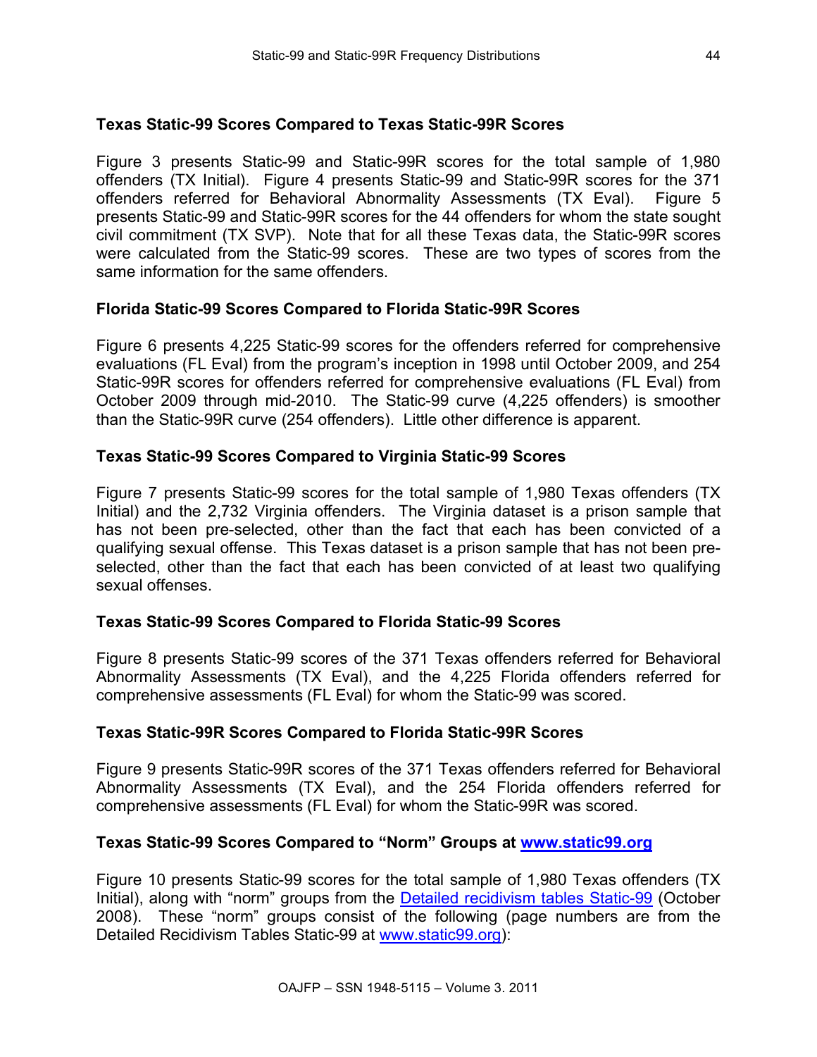### Texas Static-99 Scores Compared to Texas Static-99R Scores

Figure 3 presents Static-99 and Static-99R scores for the total sample of 1,980 offenders (TX Initial). Figure 4 presents Static-99 and Static-99R scores for the 371 offenders referred for Behavioral Abnormality Assessments (TX Eval). Figure 5 presents Static-99 and Static-99R scores for the 44 offenders for whom the state sought civil commitment (TX SVP). Note that for all these Texas data, the Static-99R scores were calculated from the Static-99 scores. These are two types of scores from the same information for the same offenders.

### Florida Static-99 Scores Compared to Florida Static-99R Scores

Figure 6 presents 4,225 Static-99 scores for the offenders referred for comprehensive evaluations (FL Eval) from the program's inception in 1998 until October 2009, and 254 Static-99R scores for offenders referred for comprehensive evaluations (FL Eval) from October 2009 through mid-2010. The Static-99 curve (4,225 offenders) is smoother than the Static-99R curve (254 offenders). Little other difference is apparent.

### Texas Static-99 Scores Compared to Virginia Static-99 Scores

Figure 7 presents Static-99 scores for the total sample of 1,980 Texas offenders (TX Initial) and the 2,732 Virginia offenders. The Virginia dataset is a prison sample that has not been pre-selected, other than the fact that each has been convicted of a qualifying sexual offense. This Texas dataset is a prison sample that has not been pre-selected, other than the fact that each has been convicted of at least two qualifying sexual offenses.

### Texas Static-99 Scores Compared to Florida Static-99 Scores

Figure 8 presents Static-99 scores of the 371 Texas offenders referred for Behavioral Abnormality Assessments (TX Eval), and the 4,225 Florida offenders referred for comprehensive assessments (FL Eval) for whom the Static-99 was scored.

### Texas Static-99R Scores Compared to Florida Static-99R Scores

Figure 9 presents Static-99R scores of the 371 Texas offenders referred for Behavioral Abnormality Assessments (TX Eval), and the 254 Florida offenders referred for comprehensive assessments (FL Eval) for whom the Static-99R was scored.

### Texas Static-99 Scores Compared to "Norm" Groups at www.static99.org

Figure 10 presents Static-99 scores for the total sample of 1,980 Texas offenders (TX Initial), along with "norm" groups from the Detailed recidivism tables Static-99 (October 2008). These "norm" groups consist of the following (page numbers are from the Detailed Recidivism Tables Static-99 at www.static99.org):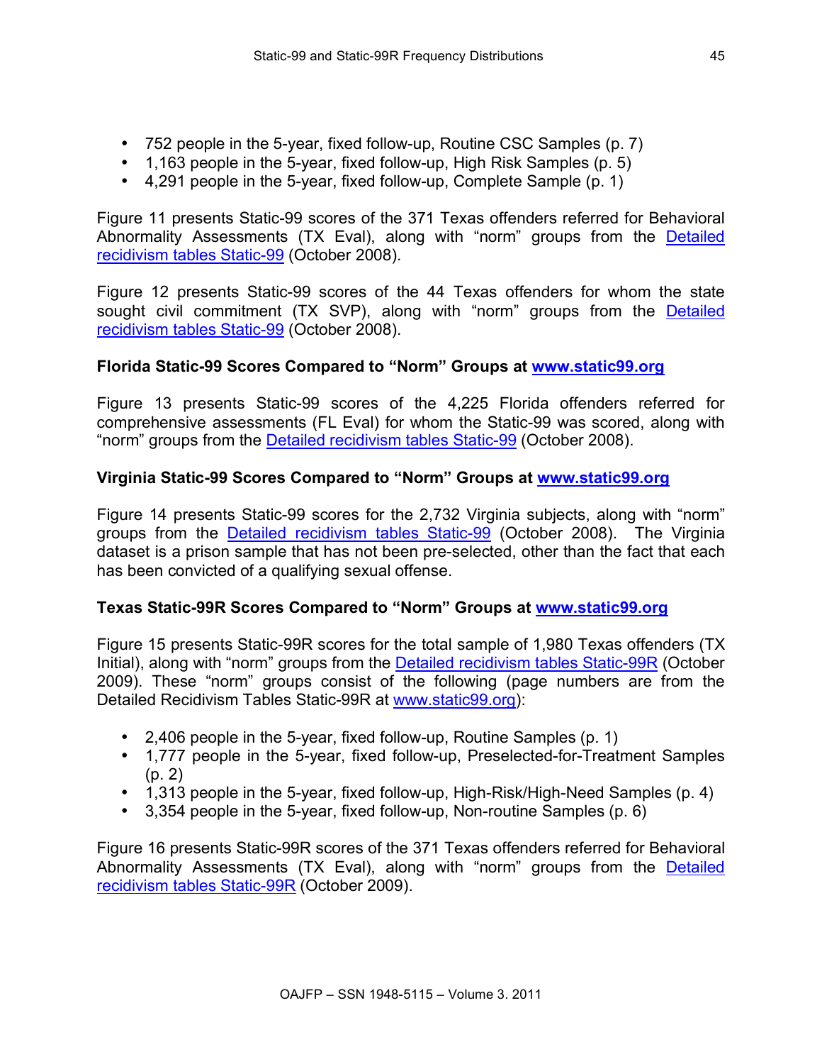- 752 people in the 5-year, fixed follow-up, Routine CSC Samples (p. 7)
- 1,163 people in the 5-year, fixed follow-up, High Risk Samples (p. 5)
- 4,291 people in the 5-year, fixed follow-up, Complete Sample (p. 1)

Figure 11 presents Static-99 scores of the 371 Texas offenders referred for Behavioral Abnormality Assessments (TX Eval), along with "norm" groups from the Detailed recidivism tables Static-99 (October 2008).

Figure 12 presents Static-99 scores of the 44 Texas offenders for whom the state sought civil commitment (TX SVP), along with "norm" groups from the Detailed recidivism tables Static-99 (October 2008).

**Florida Static-99 Scores Compared to "Norm" Groups at www.static99.org**

Figure 13 presents Static-99 scores of the 4,225 Florida offenders referred for comprehensive assessments (FL Eval) for whom the Static-99 was scored, along with "norm" groups from the Detailed recidivism tables Static-99 (October 2008).

**Virginia Static-99 Scores Compared to "Norm" Groups at www.static99.org**

Figure 14 presents Static-99 scores for the 2,732 Virginia subjects, along with "norm" groups from the Detailed recidivism tables Static-99 (October 2008). The Virginia dataset is a prison sample that has not been pre-selected, other than the fact that each has been convicted of a qualifying sexual offense.

**Texas Static-99R Scores Compared to "Norm" Groups at www.static99.org**

Figure 15 presents Static-99R scores for the total sample of 1,980 Texas offenders (TX Initial), along with "norm" groups from the Detailed recidivism tables Static-99R (October 2009). These "norm" groups consist of the following (page numbers are from the Detailed Recidivism Tables Static-99R at www.static99.org):

- 2,406 people in the 5-year, fixed follow-up, Routine Samples (p. 1)
- 1,777 people in the 5-year, fixed follow-up, Preselected-for-Treatment Samples (p. 2)
- 1,313 people in the 5-year, fixed follow-up, High-Risk/High-Need Samples (p. 4)
- 3,354 people in the 5-year, fixed follow-up, Non-routine Samples (p. 6)

Figure 16 presents Static-99R scores of the 371 Texas offenders referred for Behavioral Abnormality Assessments (TX Eval), along with "norm" groups from the Detailed recidivism tables Static-99R (October 2009).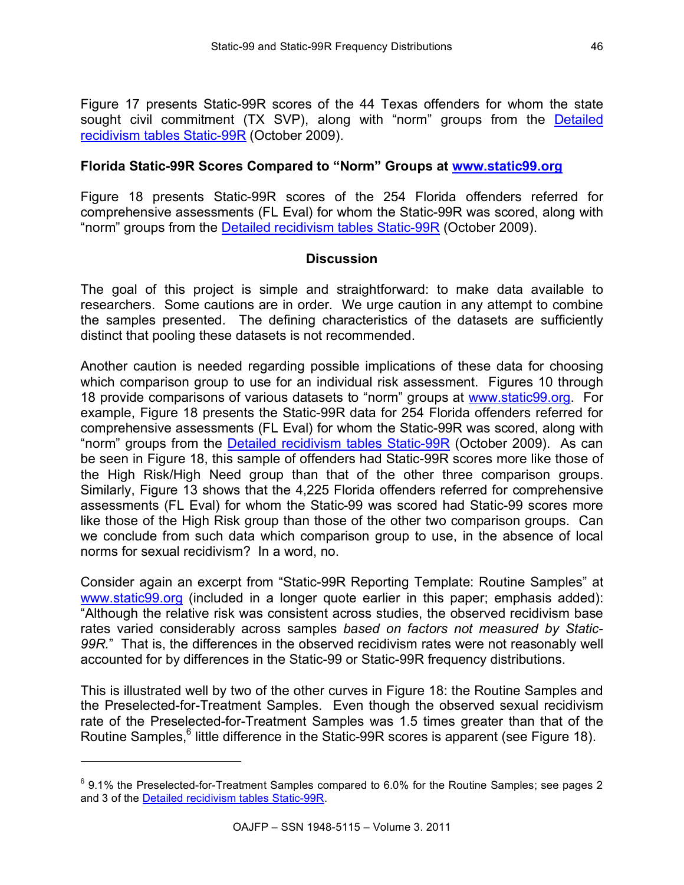Figure 17 presents Static-99R scores of the 44 Texas offenders for whom the state sought civil commitment (TX SVP), along with "norm" groups from the Detailed recidivism tables Static-99R (October 2009).

### Florida Static-99R Scores Compared to "Norm" Groups at www.static99.org

Figure 18 presents Static-99R scores of the 254 Florida offenders referred for comprehensive assessments (FL Eval) for whom the Static-99R was scored, along with "norm" groups from the Detailed recidivism tables Static-99R (October 2009).

## Discussion

The goal of this project is simple and straightforward: to make data available to researchers. Some cautions are in order. We urge caution in any attempt to combine the samples presented. The defining characteristics of the datasets are sufficiently distinct that pooling these datasets is not recommended.

Another caution is needed regarding possible implications of these data for choosing which comparison group to use for an individual risk assessment. Figures 10 through 18 provide comparisons of various datasets to "norm" groups at www.static99.org. For example, Figure 18 presents the Static-99R data for 254 Florida offenders referred for comprehensive assessments (FL Eval) for whom the Static-99R was scored, along with "norm" groups from the Detailed recidivism tables Static-99R (October 2009). As can be seen in Figure 18, this sample of offenders had Static-99R scores more like those of the High Risk/High Need group than that of the other three comparison groups. Similarly, Figure 13 shows that the 4,225 Florida offenders referred for comprehensive assessments (FL Eval) for whom the Static-99 was scored had Static-99 scores more like those of the High Risk group than those of the other two comparison groups. Can we conclude from such data which comparison group to use, in the absence of local norms for sexual recidivism? In a word, no.

Consider again an excerpt from "Static-99R Reporting Template: Routine Samples" at www.static99.org (included in a longer quote earlier in this paper; emphasis added): "Although the relative risk was consistent across studies, the observed recidivism base rates varied considerably across samples *based on factors not measured by Static-99R.*" That is, the differences in the observed recidivism rates were not reasonably well accounted for by differences in the Static-99 or Static-99R frequency distributions.

This is illustrated well by two of the other curves in Figure 18: the Routine Samples and the Preselected-for-Treatment Samples. Even though the observed sexual recidivism rate of the Preselected-for-Treatment Samples was 1.5 times greater than that of the Routine Samples,[6] little difference in the Static-99R scores is apparent (see Figure 18).

---

[6] 9.1% the Preselected-for-Treatment Samples compared to 6.0% for the Routine Samples; see pages 2 and 3 of the Detailed recidivism tables Static-99R.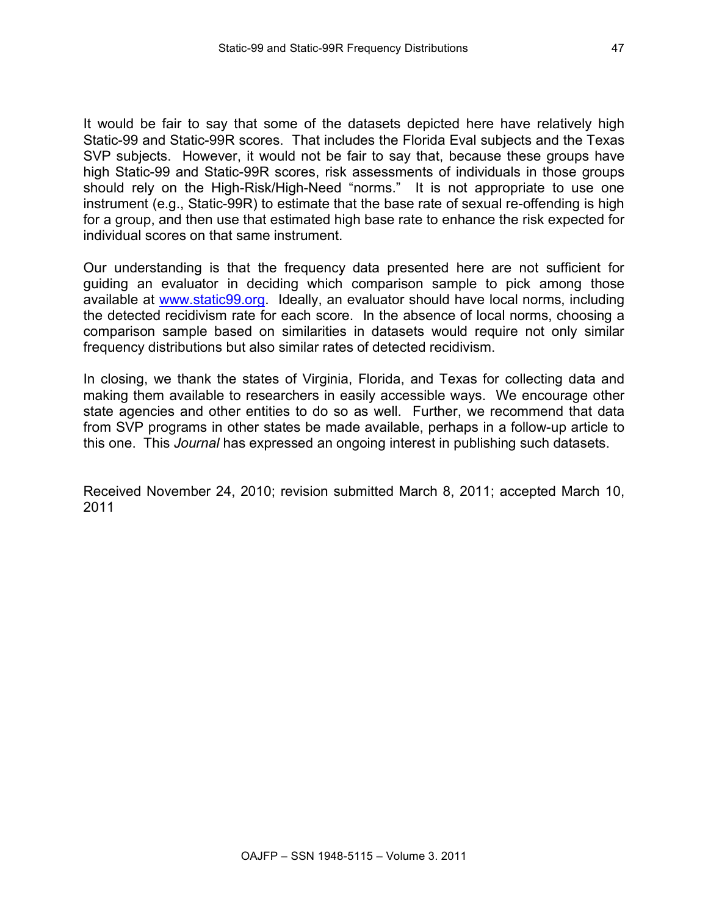It would be fair to say that some of the datasets depicted here have relatively high Static-99 and Static-99R scores. That includes the Florida Eval subjects and the Texas SVP subjects. However, it would not be fair to say that, because these groups have high Static-99 and Static-99R scores, risk assessments of individuals in those groups should rely on the High-Risk/High-Need "norms." It is not appropriate to use one instrument (e.g., Static-99R) to estimate that the base rate of sexual re-offending is high for a group, and then use that estimated high base rate to enhance the risk expected for individual scores on that same instrument.

Our understanding is that the frequency data presented here are not sufficient for guiding an evaluator in deciding which comparison sample to pick among those available at [www.static99.org](http://www.static99.org). Ideally, an evaluator should have local norms, including the detected recidivism rate for each score. In the absence of local norms, choosing a comparison sample based on similarities in datasets would require not only similar frequency distributions but also similar rates of detected recidivism.

In closing, we thank the states of Virginia, Florida, and Texas for collecting data and making them available to researchers in easily accessible ways. We encourage other state agencies and other entities to do so as well. Further, we recommend that data from SVP programs in other states be made available, perhaps in a follow-up article to this one. This *Journal* has expressed an ongoing interest in publishing such datasets.

Received November 24, 2010; revision submitted March 8, 2011; accepted March 10, 2011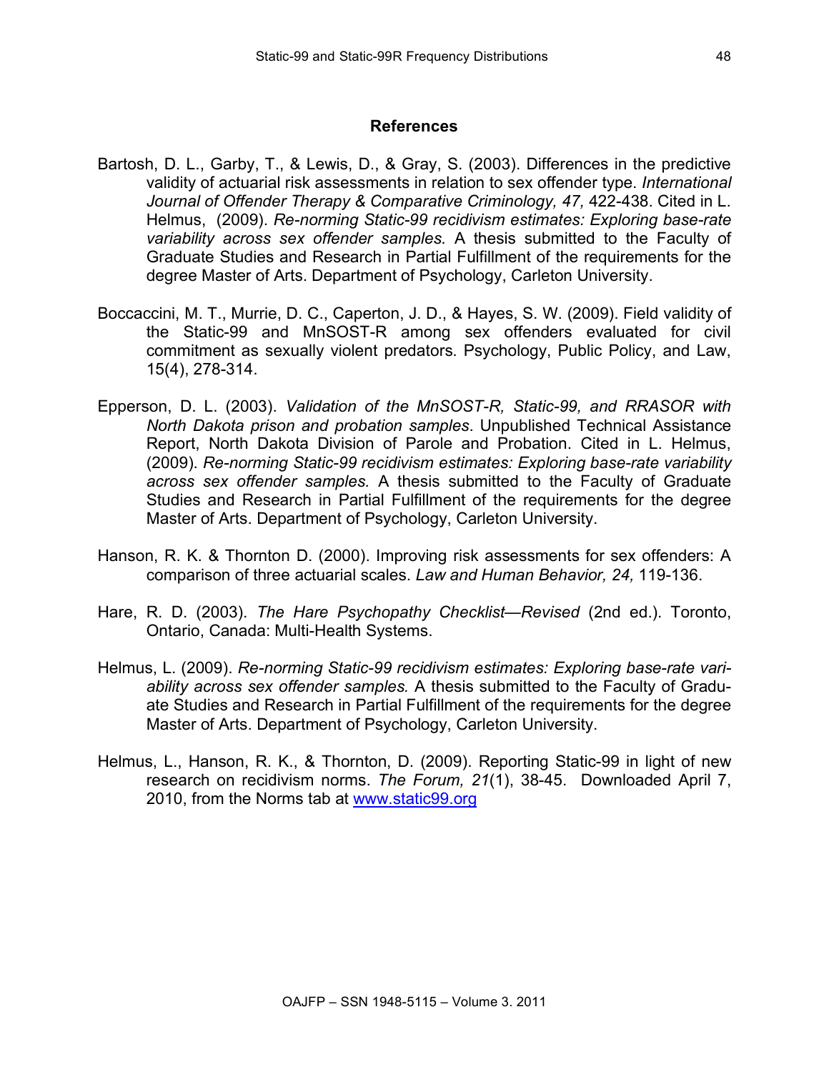## References

Bartosh, D. L., Garby, T., & Lewis, D., & Gray, S. (2003). Differences in the predictive validity of actuarial risk assessments in relation to sex offender type. *International Journal of Offender Therapy & Comparative Criminology, 47,* 422-438. Cited in L. Helmus, (2009). *Re-norming Static-99 recidivism estimates: Exploring base-rate variability across sex offender samples.* A thesis submitted to the Faculty of Graduate Studies and Research in Partial Fulfillment of the requirements for the degree Master of Arts. Department of Psychology, Carleton University.

Boccaccini, M. T., Murrie, D. C., Caperton, J. D., & Hayes, S. W. (2009). Field validity of the Static-99 and MnSOST-R among sex offenders evaluated for civil commitment as sexually violent predators. Psychology, Public Policy, and Law, 15(4), 278-314.

Epperson, D. L. (2003). *Validation of the MnSOST-R, Static-99, and RRASOR with North Dakota prison and probation samples*. Unpublished Technical Assistance Report, North Dakota Division of Parole and Probation. Cited in L. Helmus, (2009). *Re-norming Static-99 recidivism estimates: Exploring base-rate variability across sex offender samples.* A thesis submitted to the Faculty of Graduate Studies and Research in Partial Fulfillment of the requirements for the degree Master of Arts. Department of Psychology, Carleton University.

Hanson, R. K. & Thornton D. (2000). Improving risk assessments for sex offenders: A comparison of three actuarial scales. *Law and Human Behavior, 24,* 119-136.

Hare, R. D. (2003). *The Hare Psychopathy Checklist—Revised* (2nd ed.). Toronto, Ontario, Canada: Multi-Health Systems.

Helmus, L. (2009). *Re-norming Static-99 recidivism estimates: Exploring base-rate variability across sex offender samples.* A thesis submitted to the Faculty of Graduate Studies and Research in Partial Fulfillment of the requirements for the degree Master of Arts. Department of Psychology, Carleton University.

Helmus, L., Hanson, R. K., & Thornton, D. (2009). Reporting Static-99 in light of new research on recidivism norms. *The Forum, 21*(1), 38-45. Downloaded April 7, 2010, from the Norms tab at www.static99.org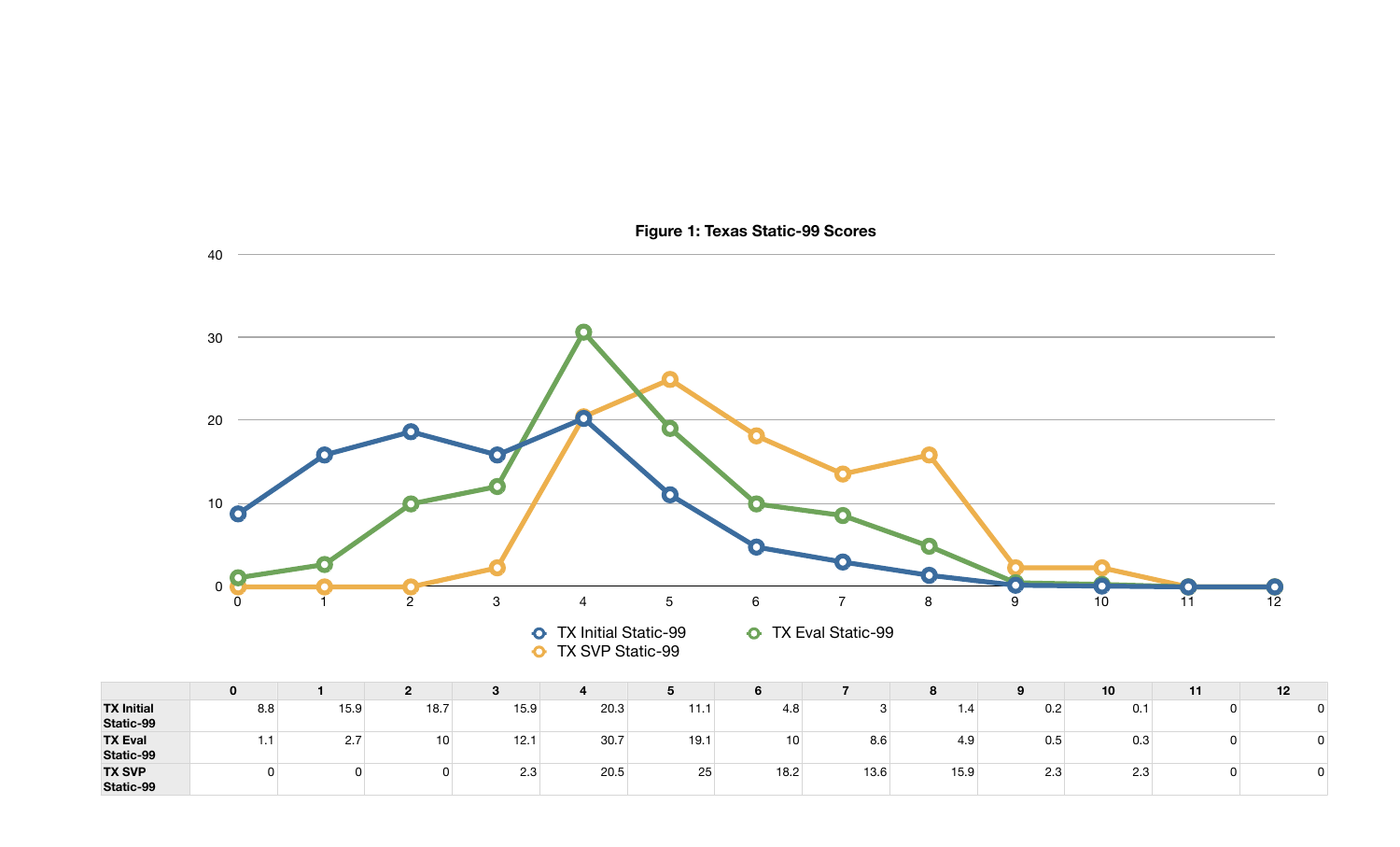**Figure 1: Texas Static-99 Scores**

| | 0 | 1 | 2 | 3 | 4 | 5 | 6 | 7 | 8 | 9 | 10 | 11 | 12 |
|---|---|---|---|---|---|---|---|---|---|---|---|---|---|
| TX Initial Static-99 | 8.8 | 15.9 | 18.7 | 15.9 | 20.3 | 11.1 | 4.8 | 3 | 1.4 | 0.2 | 0.1 | 0 | 0 |
| TX Eval Static-99 | 1.1 | 2.7 | 10 | 12.1 | 30.7 | 19.1 | 10 | 8.6 | 4.9 | 0.5 | 0.3 | 0 | 0 |
| TX SVP Static-99 | 0 | 0 | 0 | 2.3 | 20.5 | 25 | 18.2 | 13.6 | 15.9 | 2.3 | 2.3 | 0 | 0 |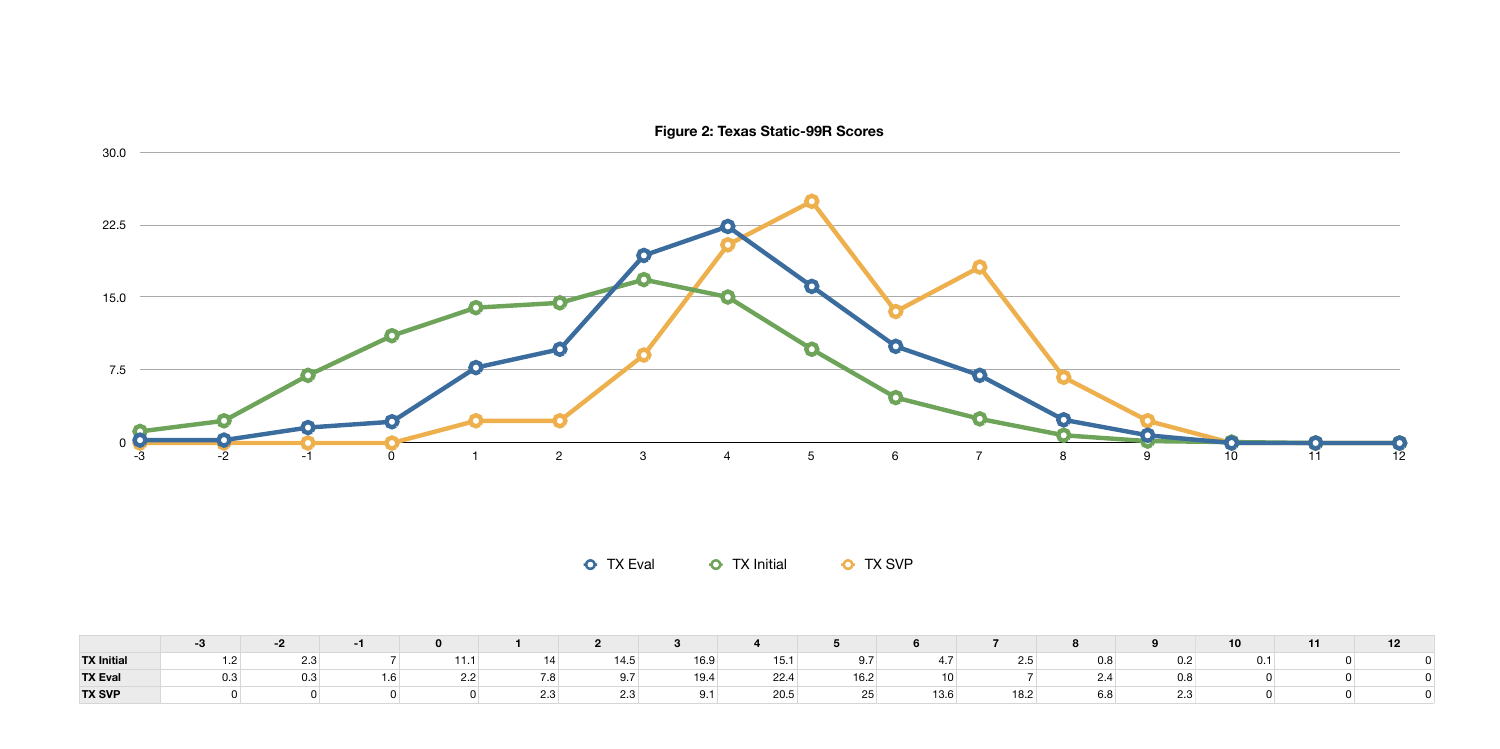**Figure 2: Texas Static-99R Scores**

| | -3 | -2 | -1 | 0 | 1 | 2 | 3 | 4 | 5 | 6 | 7 | 8 | 9 | 10 | 11 | 12 |
|---|---|---|---|---|---|---|---|---|---|---|---|---|---|---|---|---|
| **TX Initial** | 1.2 | 2.3 | 7 | 11.1 | 14 | 14.5 | 16.9 | 15.1 | 9.7 | 4.7 | 2.5 | 0.8 | 0.2 | 0.1 | 0 | 0 |
| **TX Eval** | 0.3 | 0.3 | 1.6 | 2.2 | 7.8 | 9.7 | 19.4 | 22.4 | 16.2 | 10 | 7 | 2.4 | 0.8 | 0 | 0 | 0 |
| **TX SVP** | 0 | 0 | 0 | 0 | 2.3 | 2.3 | 9.1 | 20.5 | 25 | 13.6 | 18.2 | 6.8 | 2.3 | 0 | 0 | 0 |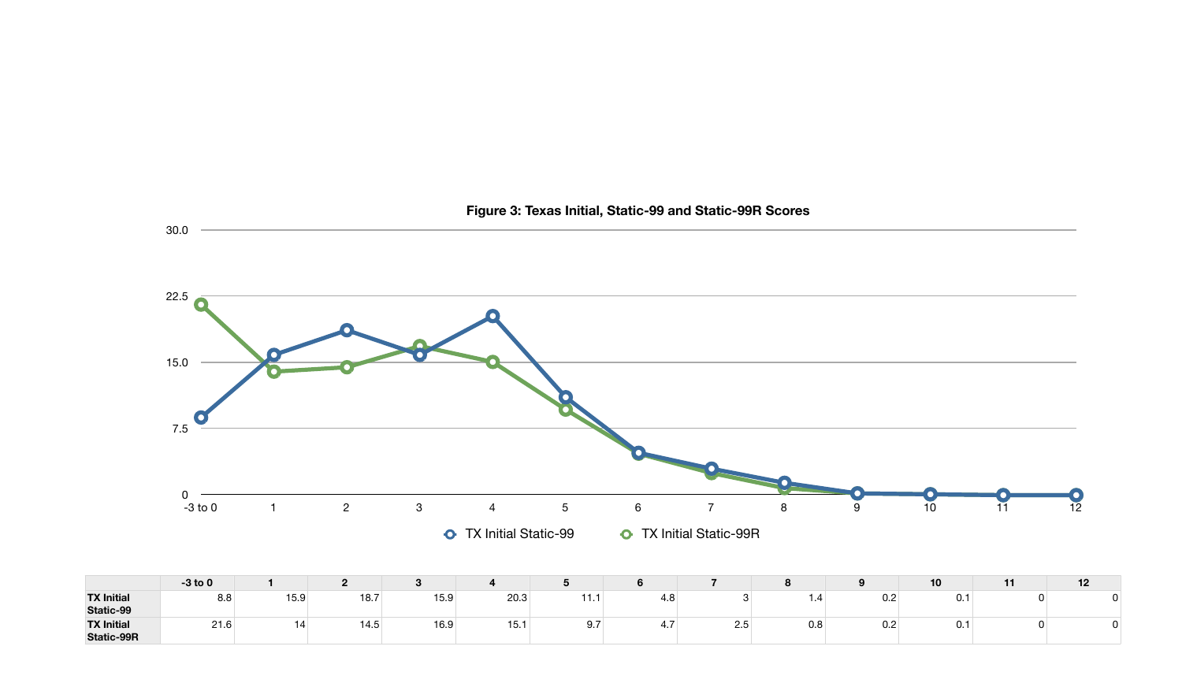**Figure 3: Texas Initial, Static-99 and Static-99R Scores**

|  | -3 to 0 | 1 | 2 | 3 | 4 | 5 | 6 | 7 | 8 | 9 | 10 | 11 | 12 |
|---|---|---|---|---|---|---|---|---|---|---|---|---|---|
| **TX Initial Static-99** | 8.8 | 15.9 | 18.7 | 15.9 | 20.3 | 11.1 | 4.8 | 3 | 1.4 | 0.2 | 0.1 | 0 | 0 |
| **TX Initial Static-99R** | 21.6 | 14 | 14.5 | 16.9 | 15.1 | 9.7 | 4.7 | 2.5 | 0.8 | 0.2 | 0.1 | 0 | 0 |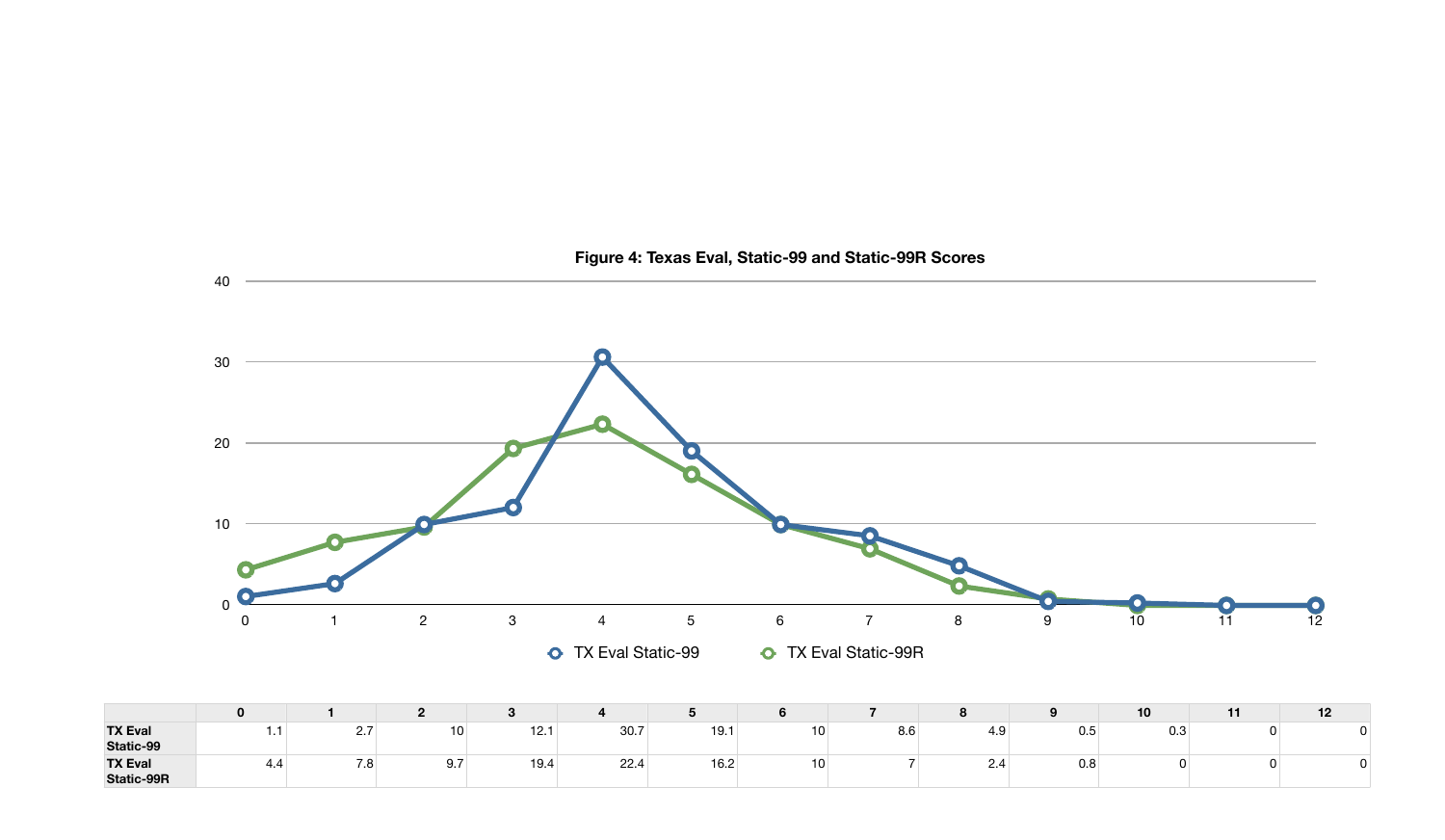**Figure 4: Texas Eval, Static-99 and Static-99R Scores**

| | 0 | 1 | 2 | 3 | 4 | 5 | 6 | 7 | 8 | 9 | 10 | 11 | 12 |
|---|---|---|---|---|---|---|---|---|---|---|---|---|---|
| TX Eval Static-99 | 1.1 | 2.7 | 10 | 12.1 | 30.7 | 19.1 | 10 | 8.6 | 4.9 | 0.5 | 0.3 | 0 | 0 |
| TX Eval Static-99R | 4.4 | 7.8 | 9.7 | 19.4 | 22.4 | 16.2 | 10 | 7 | 2.4 | 0.8 | 0 | 0 | 0 |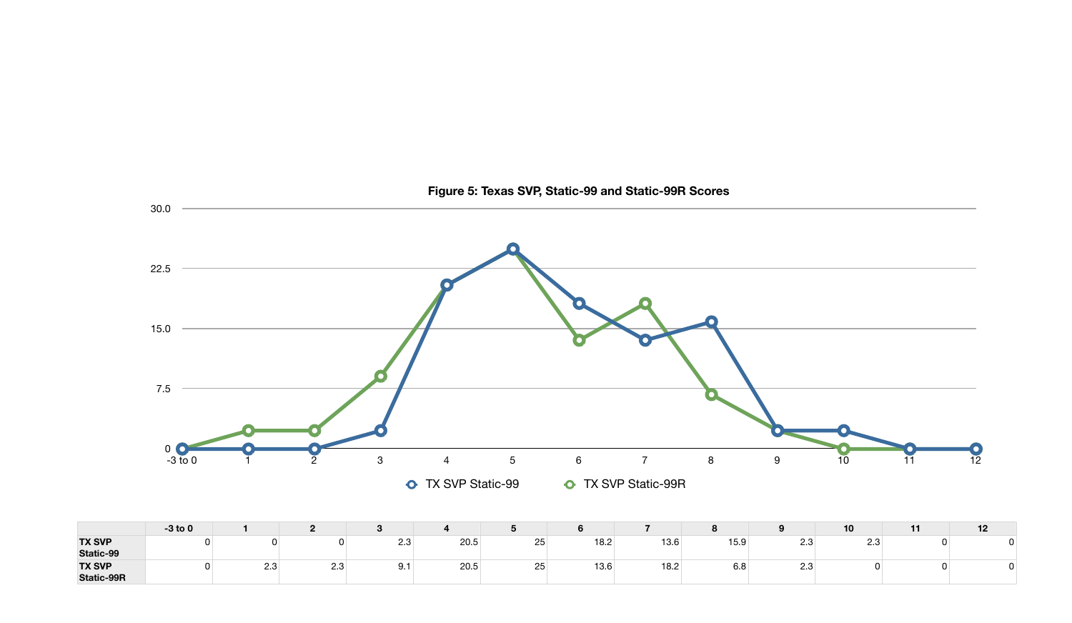**Figure 5: Texas SVP, Static-99 and Static-99R Scores**

| | -3 to 0 | 1 | 2 | 3 | 4 | 5 | 6 | 7 | 8 | 9 | 10 | 11 | 12 |
|---|---|---|---|---|---|---|---|---|---|---|---|---|---|
| TX SVP Static-99 | 0 | 0 | 0 | 2.3 | 20.5 | 25 | 18.2 | 13.6 | 15.9 | 2.3 | 2.3 | 0 | 0 |
| TX SVP Static-99R | 0 | 2.3 | 2.3 | 9.1 | 20.5 | 25 | 13.6 | 18.2 | 6.8 | 2.3 | 0 | 0 | 0 |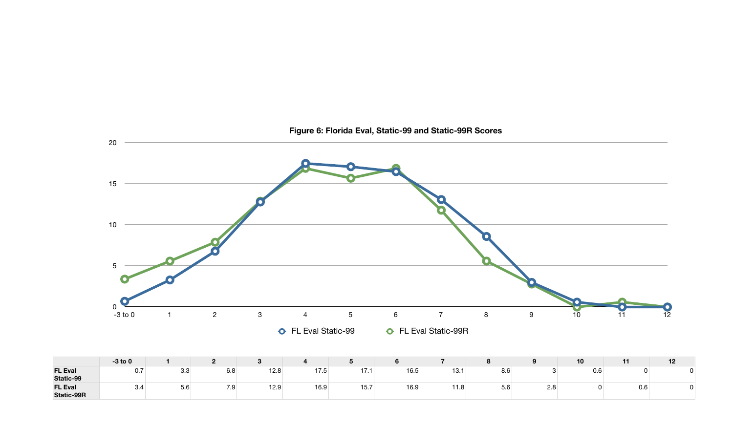**Figure 6: Florida Eval, Static-99 and Static-99R Scores**

| | -3 to 0 | 1 | 2 | 3 | 4 | 5 | 6 | 7 | 8 | 9 | 10 | 11 | 12 |
|---|---|---|---|---|---|---|---|---|---|---|---|---|---|
| FL Eval Static-99 | 0.7 | 3.3 | 6.8 | 12.8 | 17.5 | 17.1 | 16.5 | 13.1 | 8.6 | 3 | 0.6 | 0 | 0 |
| FL Eval Static-99R | 3.4 | 5.6 | 7.9 | 12.9 | 16.9 | 15.7 | 16.9 | 11.8 | 5.6 | 2.8 | 0 | 0.6 | 0 |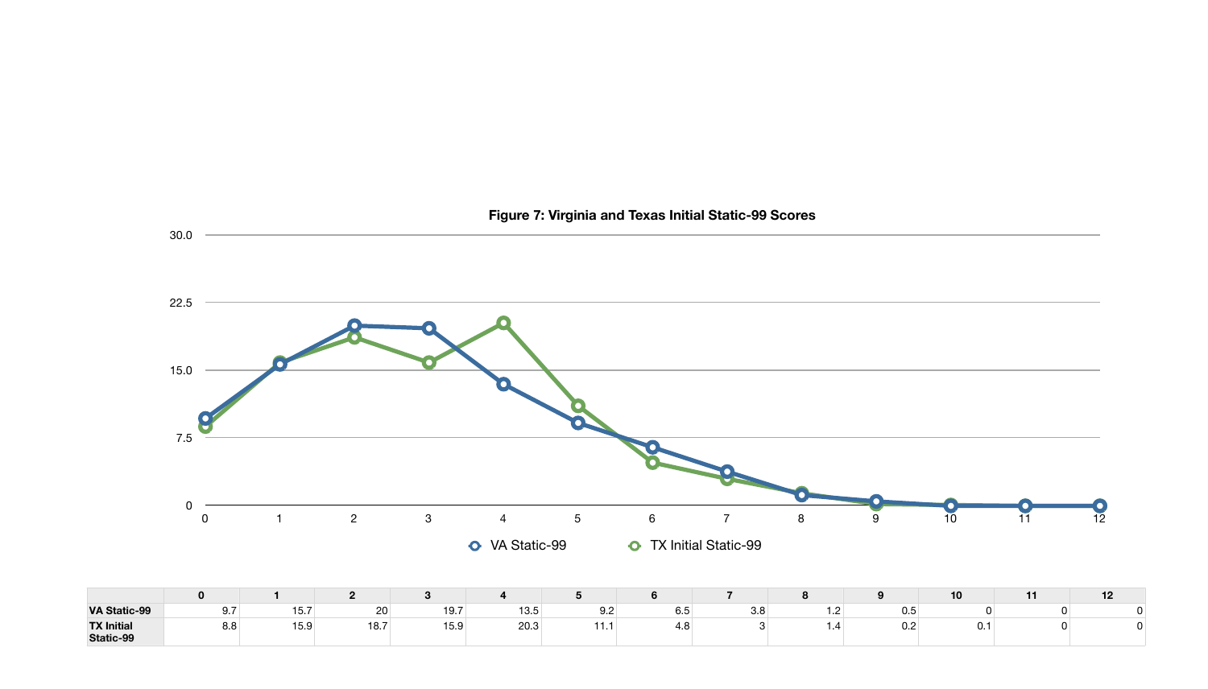**Figure 7: Virginia and Texas Initial Static-99 Scores**

| | 0 | 1 | 2 | 3 | 4 | 5 | 6 | 7 | 8 | 9 | 10 | 11 | 12 |
|---|---|---|---|---|---|---|---|---|---|---|---|---|---|
| VA Static-99 | 9.7 | 15.7 | 20 | 19.7 | 13.5 | 9.2 | 6.5 | 3.8 | 1.2 | 0.5 | 0 | 0 | 0 |
| TX Initial Static-99 | 8.8 | 15.9 | 18.7 | 15.9 | 20.3 | 11.1 | 4.8 | 3 | 1.4 | 0.2 | 0.1 | 0 | 0 |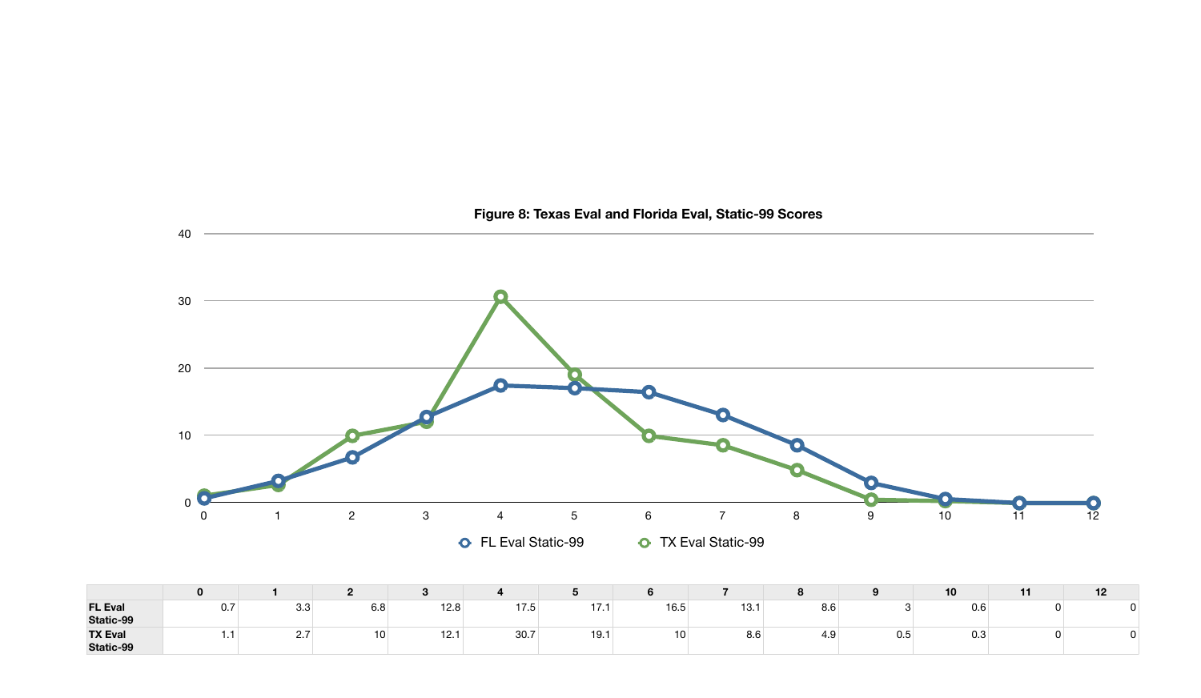**Figure 8: Texas Eval and Florida Eval, Static-99 Scores**

| | 0 | 1 | 2 | 3 | 4 | 5 | 6 | 7 | 8 | 9 | 10 | 11 | 12 |
|---|---|---|---|---|---|---|---|---|---|---|---|---|---|
| FL Eval Static-99 | 0.7 | 3.3 | 6.8 | 12.8 | 17.5 | 17.1 | 16.5 | 13.1 | 8.6 | 3 | 0.6 | 0 | 0 |
| TX Eval Static-99 | 1.1 | 2.7 | 10 | 12.1 | 30.7 | 19.1 | 10 | 8.6 | 4.9 | 0.5 | 0.3 | 0 | 0 |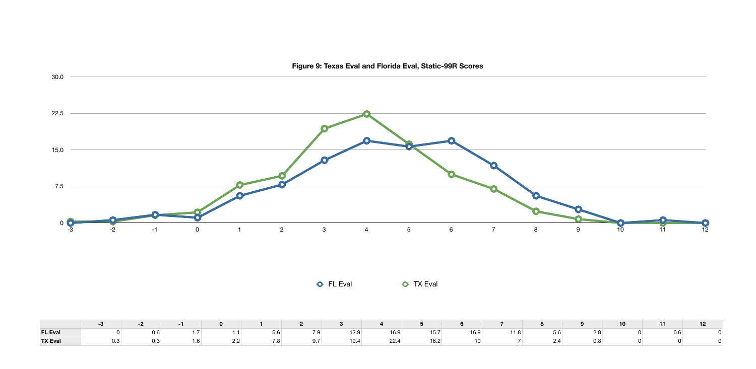**Figure 9: Texas Eval and Florida Eval, Static-99R Scores**

|  | -3 | -2 | -1 | 0 | 1 | 2 | 3 | 4 | 5 | 6 | 7 | 8 | 9 | 10 | 11 | 12 |
|---|---|---|---|---|---|---|---|---|---|---|---|---|---|---|---|---|
| **FL Eval** | 0 | 0.6 | 1.7 | 1.1 | 5.6 | 7.9 | 12.9 | 16.9 | 15.7 | 16.9 | 11.8 | 5.6 | 2.8 | 0 | 0.6 | 0 |
| **TX Eval** | 0.3 | 0.3 | 1.6 | 2.2 | 7.8 | 9.7 | 19.4 | 22.4 | 16.2 | 10 | 7 | 2.4 | 0.8 | 0 | 0 | 0 |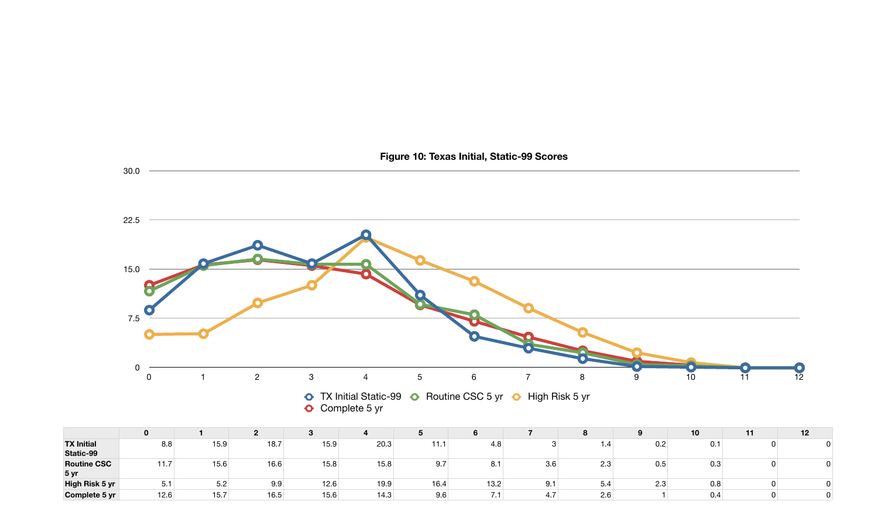**Figure 10: Texas Initial, Static-99 Scores**

|  | 0 | 1 | 2 | 3 | 4 | 5 | 6 | 7 | 8 | 9 | 10 | 11 | 12 |
|---|---|---|---|---|---|---|---|---|---|---|---|---|---|
| TX Initial Static-99 | 8.8 | 15.9 | 18.7 | 15.9 | 20.3 | 11.1 | 4.8 | 3 | 1.4 | 0.2 | 0.1 | 0 | 0 |
| Routine CSC 5 yr | 11.7 | 15.6 | 16.6 | 15.8 | 15.8 | 9.7 | 8.1 | 3.6 | 2.3 | 0.5 | 0.3 | 0 | 0 |
| High Risk 5 yr | 5.1 | 5.2 | 9.9 | 12.6 | 19.9 | 16.4 | 13.2 | 9.1 | 5.4 | 2.3 | 0.8 | 0 | 0 |
| Complete 5 yr | 12.6 | 15.7 | 16.5 | 15.6 | 14.3 | 9.6 | 7.1 | 4.7 | 2.6 | 1 | 0.4 | 0 | 0 |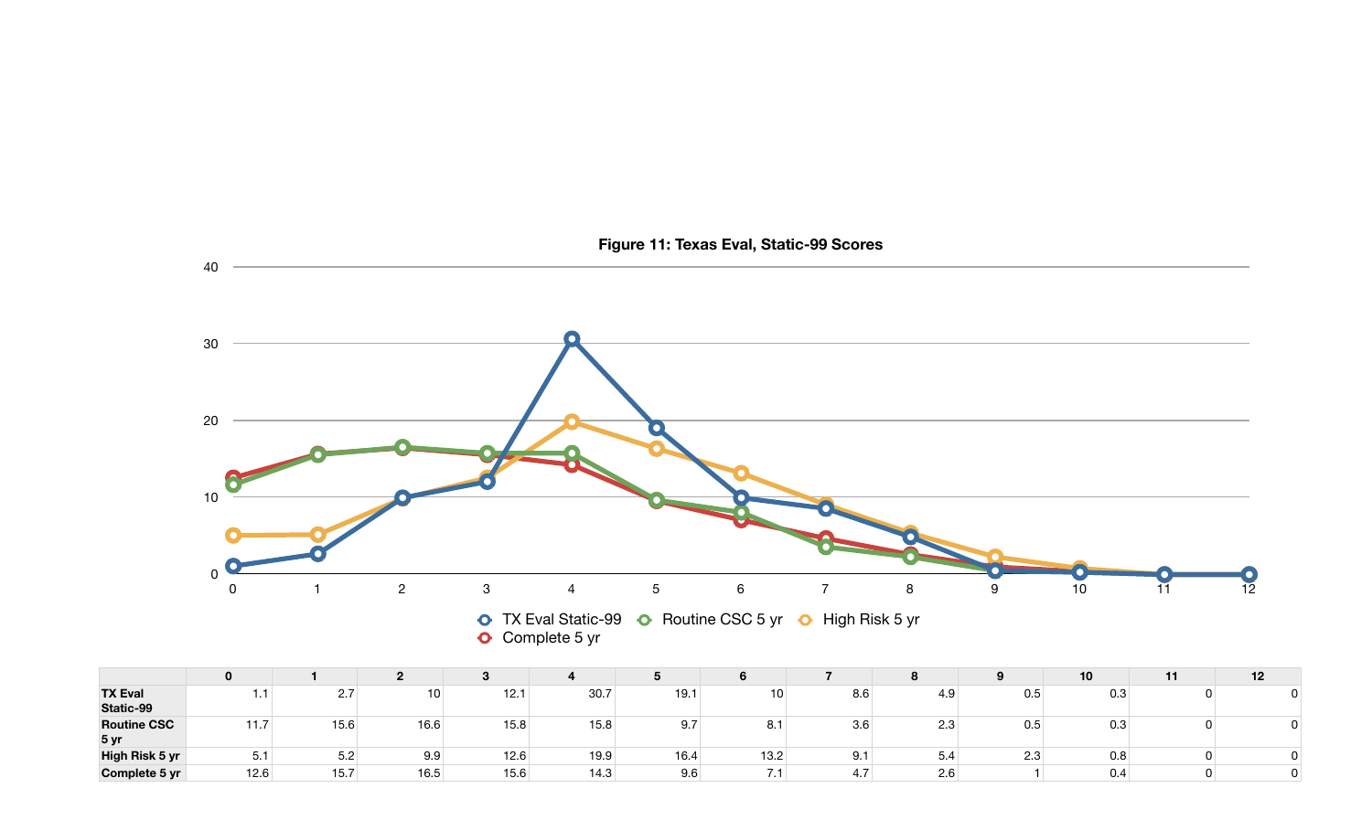**Figure 11: Texas Eval, Static-99 Scores**

| | 0 | 1 | 2 | 3 | 4 | 5 | 6 | 7 | 8 | 9 | 10 | 11 | 12 |
|---|---|---|---|---|---|---|---|---|---|---|---|---|---|
| **TX Eval Static-99** | 1.1 | 2.7 | 10 | 12.1 | 30.7 | 19.1 | 10 | 8.6 | 4.9 | 0.5 | 0.3 | 0 | 0 |
| **Routine CSC 5 yr** | 11.7 | 15.6 | 16.6 | 15.8 | 15.8 | 9.7 | 8.1 | 3.6 | 2.3 | 0.5 | 0.3 | 0 | 0 |
| **High Risk 5 yr** | 5.1 | 5.2 | 9.9 | 12.6 | 19.9 | 16.4 | 13.2 | 9.1 | 5.4 | 2.3 | 0.8 | 0 | 0 |
| **Complete 5 yr** | 12.6 | 15.7 | 16.5 | 15.6 | 14.3 | 9.6 | 7.1 | 4.7 | 2.6 | 1 | 0.4 | 0 | 0 |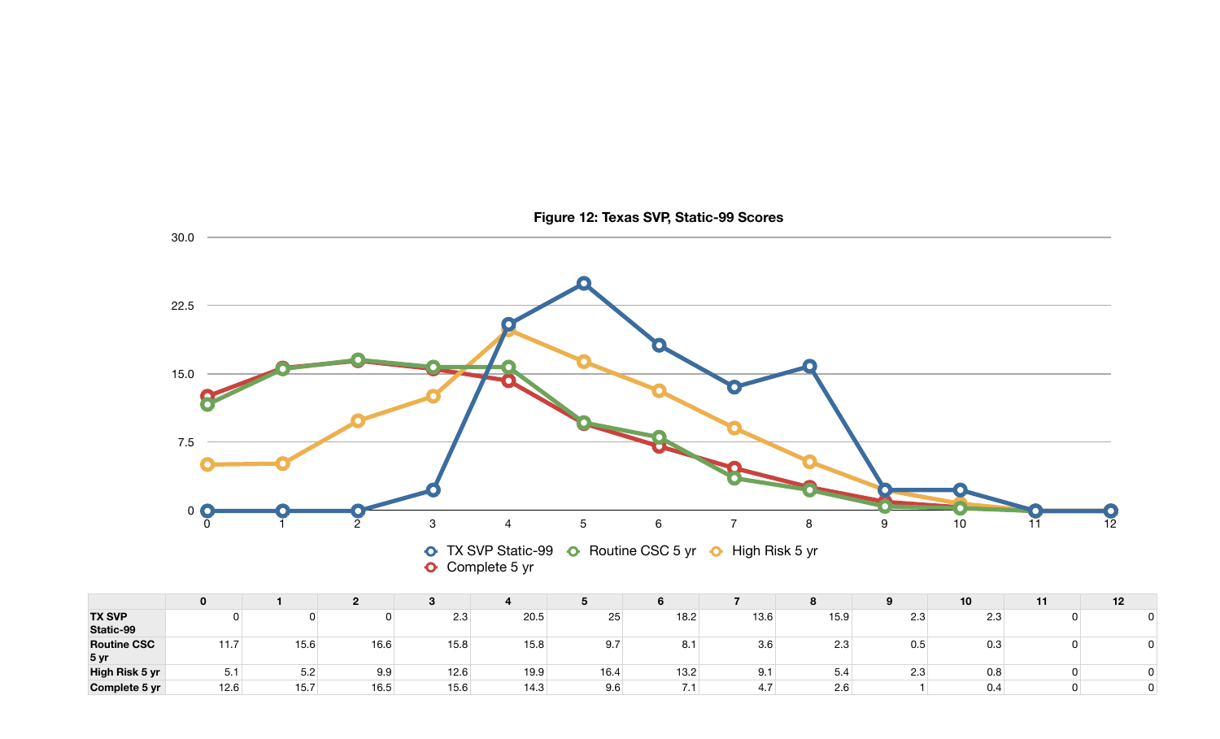**Figure 12: Texas SVP, Static-99 Scores**

|  | 0 | 1 | 2 | 3 | 4 | 5 | 6 | 7 | 8 | 9 | 10 | 11 | 12 |
|---|---|---|---|---|---|---|---|---|---|---|---|---|---|
| **TX SVP Static-99** | 0 | 0 | 0 | 2.3 | 20.5 | 25 | 18.2 | 13.6 | 15.9 | 2.3 | 2.3 | 0 | 0 |
| **Routine CSC 5 yr** | 11.7 | 15.6 | 16.6 | 15.8 | 15.8 | 9.7 | 8.1 | 3.6 | 2.3 | 0.5 | 0.3 | 0 | 0 |
| **High Risk 5 yr** | 5.1 | 5.2 | 9.9 | 12.6 | 19.9 | 16.4 | 13.2 | 9.1 | 5.4 | 2.3 | 0.8 | 0 | 0 |
| **Complete 5 yr** | 12.6 | 15.7 | 16.5 | 15.6 | 14.3 | 9.6 | 7.1 | 4.7 | 2.6 | 1 | 0.4 | 0 | 0 |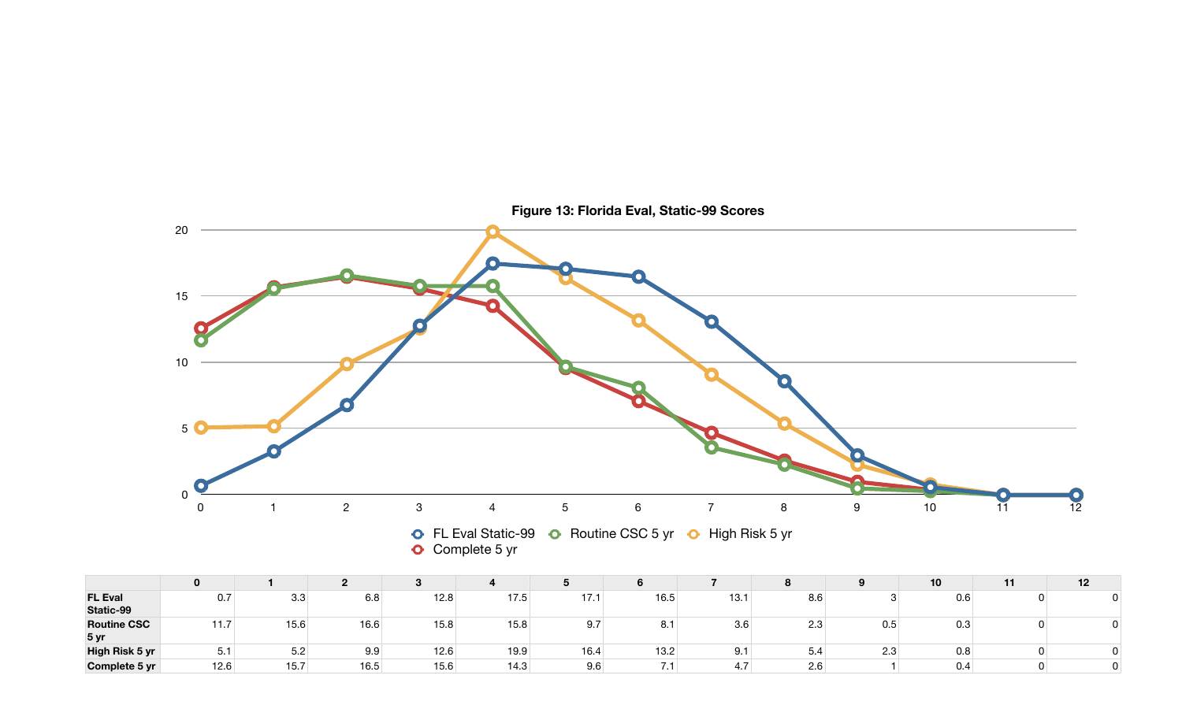**Figure 13: Florida Eval, Static-99 Scores**

|  | 0 | 1 | 2 | 3 | 4 | 5 | 6 | 7 | 8 | 9 | 10 | 11 | 12 |
|---|---|---|---|---|---|---|---|---|---|---|---|---|---|
| FL Eval Static-99 | 0.7 | 3.3 | 6.8 | 12.8 | 17.5 | 17.1 | 16.5 | 13.1 | 8.6 | 3 | 0.6 | 0 | 0 |
| Routine CSC 5 yr | 11.7 | 15.6 | 16.6 | 15.8 | 15.8 | 9.7 | 8.1 | 3.6 | 2.3 | 0.5 | 0.3 | 0 | 0 |
| High Risk 5 yr | 5.1 | 5.2 | 9.9 | 12.6 | 19.9 | 16.4 | 13.2 | 9.1 | 5.4 | 2.3 | 0.8 | 0 | 0 |
| Complete 5 yr | 12.6 | 15.7 | 16.5 | 15.6 | 14.3 | 9.6 | 7.1 | 4.7 | 2.6 | 1 | 0.4 | 0 | 0 |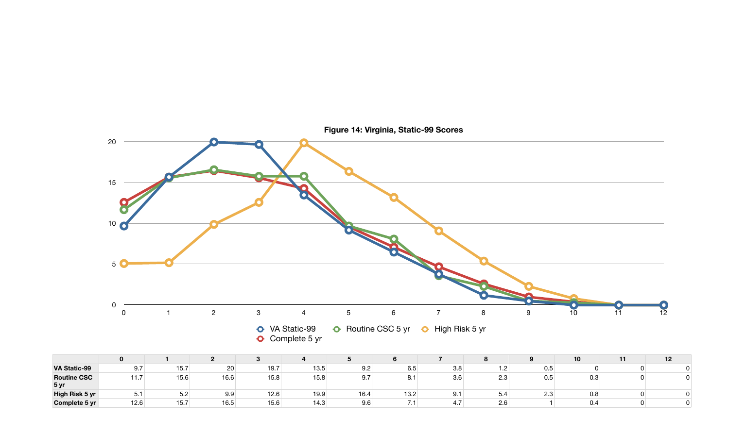**Figure 14: Virginia, Static-99 Scores**

|  | 0 | 1 | 2 | 3 | 4 | 5 | 6 | 7 | 8 | 9 | 10 | 11 | 12 |
|---|---|---|---|---|---|---|---|---|---|---|---|---|---|
| VA Static-99 | 9.7 | 15.7 | 20 | 19.7 | 13.5 | 9.2 | 6.5 | 3.8 | 1.2 | 0.5 | 0 | 0 | 0 |
| Routine CSC 5 yr | 11.7 | 15.6 | 16.6 | 15.8 | 15.8 | 9.7 | 8.1 | 3.6 | 2.3 | 0.5 | 0.3 | 0 | 0 |
| High Risk 5 yr | 5.1 | 5.2 | 9.9 | 12.6 | 19.9 | 16.4 | 13.2 | 9.1 | 5.4 | 2.3 | 0.8 | 0 | 0 |
| Complete 5 yr | 12.6 | 15.7 | 16.5 | 15.6 | 14.3 | 9.6 | 7.1 | 4.7 | 2.6 | 1 | 0.4 | 0 | 0 |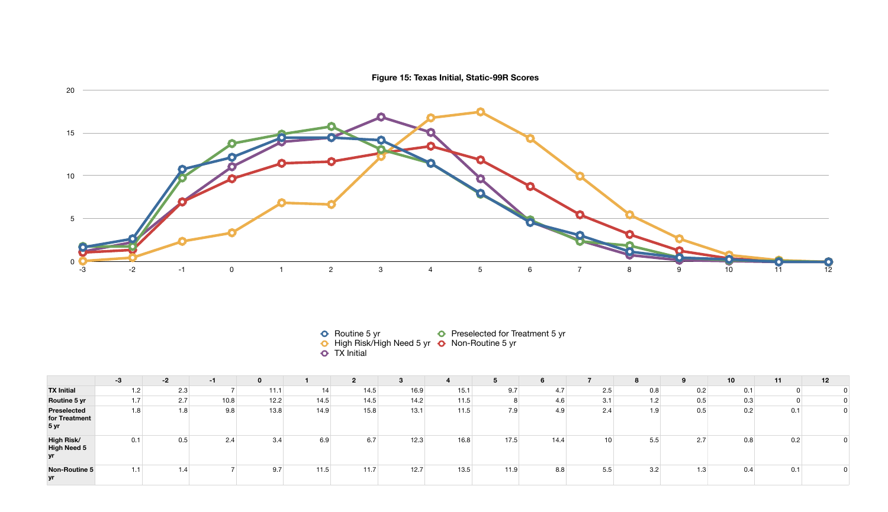**Figure 15: Texas Initial, Static-99R Scores**

| | -3 | -2 | -1 | 0 | 1 | 2 | 3 | 4 | 5 | 6 | 7 | 8 | 9 | 10 | 11 | 12 |
|---|---|---|---|---|---|---|---|---|---|---|---|---|---|---|---|---|
| TX Initial | 1.2 | 2.3 | 7 | 11.1 | 14 | 14.5 | 16.9 | 15.1 | 9.7 | 4.7 | 2.5 | 0.8 | 0.2 | 0.1 | 0 | 0 |
| Routine 5 yr | 1.7 | 2.7 | 10.8 | 12.2 | 14.5 | 14.5 | 14.2 | 11.5 | 8 | 4.6 | 3.1 | 1.2 | 0.5 | 0.3 | 0 | 0 |
| Preselected for Treatment 5 yr | 1.8 | 1.8 | 9.8 | 13.8 | 14.9 | 15.8 | 13.1 | 11.5 | 7.9 | 4.9 | 2.4 | 1.9 | 0.5 | 0.2 | 0.1 | 0 |
| High Risk/ High Need 5 yr | 0.1 | 0.5 | 2.4 | 3.4 | 6.9 | 6.7 | 12.3 | 16.8 | 17.5 | 14.4 | 10 | 5.5 | 2.7 | 0.8 | 0.2 | 0 |
| Non-Routine 5 yr | 1.1 | 1.4 | 7 | 9.7 | 11.5 | 11.7 | 12.7 | 13.5 | 11.9 | 8.8 | 5.5 | 3.2 | 1.3 | 0.4 | 0.1 | 0 |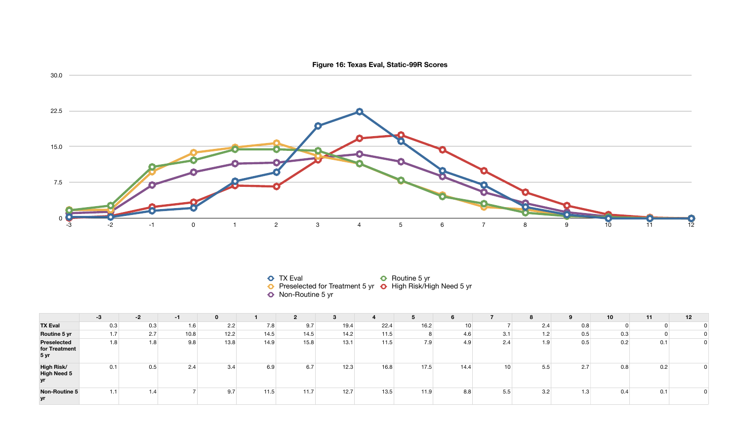**Figure 16: Texas Eval, Static-99R Scores**

| | -3 | -2 | -1 | 0 | 1 | 2 | 3 | 4 | 5 | 6 | 7 | 8 | 9 | 10 | 11 | 12 |
|---|---|---|---|---|---|---|---|---|---|---|---|---|---|---|---|---|
| **TX Eval** | 0.3 | 0.3 | 1.6 | 2.2 | 7.8 | 9.7 | 19.4 | 22.4 | 16.2 | 10 | 7 | 2.4 | 0.8 | 0 | 0 | 0 |
| **Routine 5 yr** | 1.7 | 2.7 | 10.8 | 12.2 | 14.5 | 14.5 | 14.2 | 11.5 | 8 | 4.6 | 3.1 | 1.2 | 0.5 | 0.3 | 0 | 0 |
| **Preselected for Treatment 5 yr** | 1.8 | 1.8 | 9.8 | 13.8 | 14.9 | 15.8 | 13.1 | 11.5 | 7.9 | 4.9 | 2.4 | 1.9 | 0.5 | 0.2 | 0.1 | 0 |
| **High Risk/ High Need 5 yr** | 0.1 | 0.5 | 2.4 | 3.4 | 6.9 | 6.7 | 12.3 | 16.8 | 17.5 | 14.4 | 10 | 5.5 | 2.7 | 0.8 | 0.2 | 0 |
| **Non-Routine 5 yr** | 1.1 | 1.4 | 7 | 9.7 | 11.5 | 11.7 | 12.7 | 13.5 | 11.9 | 8.8 | 5.5 | 3.2 | 1.3 | 0.4 | 0.1 | 0 |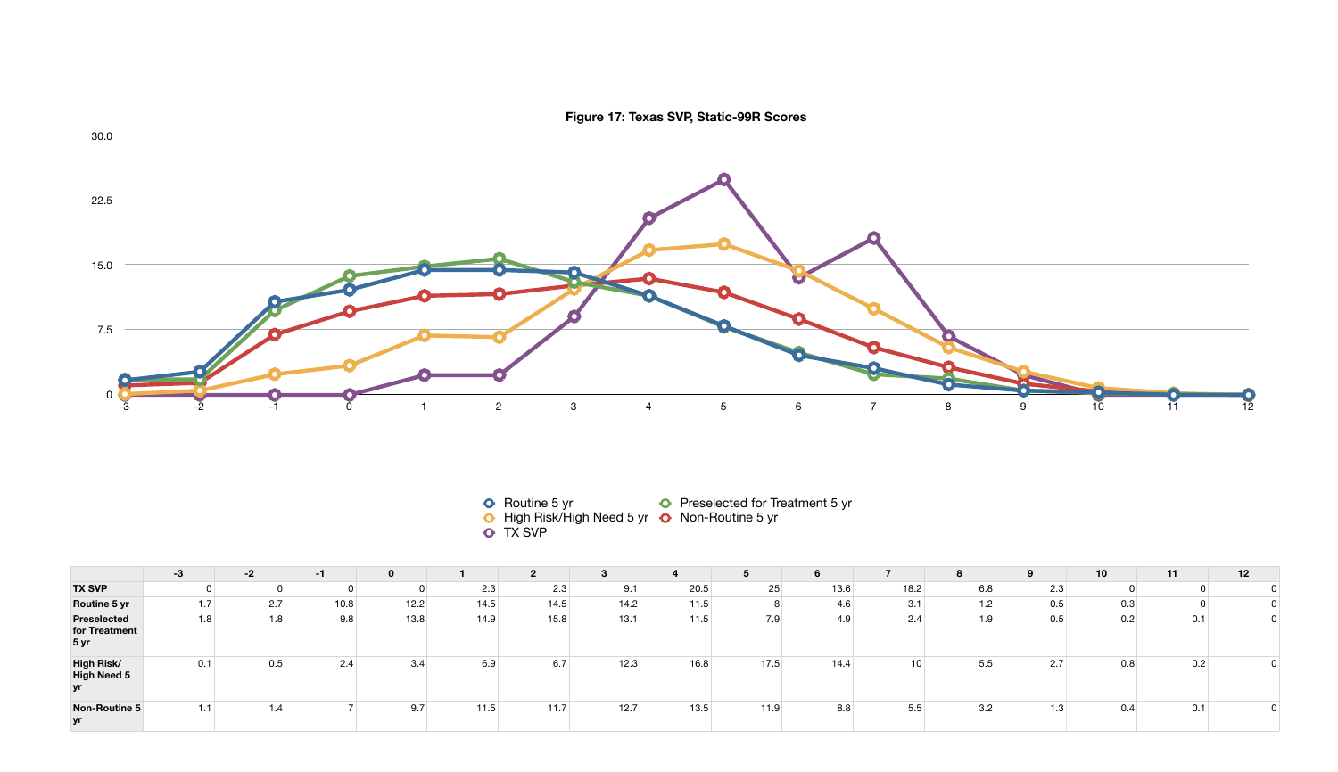**Figure 17: Texas SVP, Static-99R Scores**

|  | -3 | -2 | -1 | 0 | 1 | 2 | 3 | 4 | 5 | 6 | 7 | 8 | 9 | 10 | 11 | 12 |
|---|---|---|---|---|---|---|---|---|---|---|---|---|---|---|---|---|
| TX SVP | 0 | 0 | 0 | 0 | 2.3 | 2.3 | 9.1 | 20.5 | 25 | 13.6 | 18.2 | 6.8 | 2.3 | 0 | 0 | 0 |
| Routine 5 yr | 1.7 | 2.7 | 10.8 | 12.2 | 14.5 | 14.5 | 14.2 | 11.5 | 8 | 4.6 | 3.1 | 1.2 | 0.5 | 0.3 | 0 | 0 |
| Preselected for Treatment 5 yr | 1.8 | 1.8 | 9.8 | 13.8 | 14.9 | 15.8 | 13.1 | 11.5 | 7.9 | 4.9 | 2.4 | 1.9 | 0.5 | 0.2 | 0.1 | 0 |
| High Risk/ High Need 5 yr | 0.1 | 0.5 | 2.4 | 3.4 | 6.9 | 6.7 | 12.3 | 16.8 | 17.5 | 14.4 | 10 | 5.5 | 2.7 | 0.8 | 0.2 | 0 |
| Non-Routine 5 yr | 1.1 | 1.4 | 7 | 9.7 | 11.5 | 11.7 | 12.7 | 13.5 | 11.9 | 8.8 | 5.5 | 3.2 | 1.3 | 0.4 | 0.1 | 0 |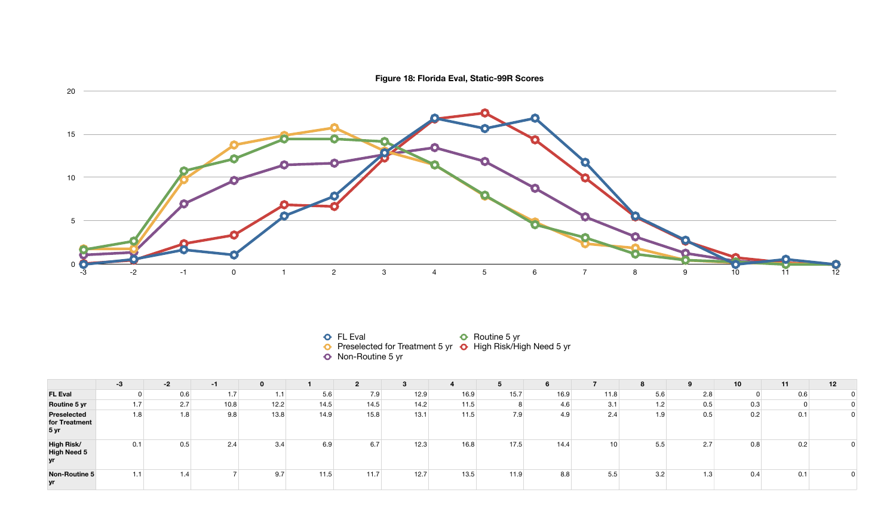**Figure 18: Florida Eval, Static-99R Scores**

20
15
10
5
0

-3 -2 -1 0 1 2 3 4 5 6 7 8 9 10 11 12

FL Eval
Preselected for Treatment 5 yr
Non-Routine 5 yr
Routine 5 yr
High Risk/High Need 5 yr

| | -3 | -2 | -1 | 0 | 1 | 2 | 3 | 4 | 5 | 6 | 7 | 8 | 9 | 10 | 11 | 12 |
|---|---|---|---|---|---|---|---|---|---|---|---|---|---|---|---|---|
| **FL Eval** | 0 | 0.6 | 1.7 | 1.1 | 5.6 | 7.9 | 12.9 | 16.9 | 15.7 | 16.9 | 11.8 | 5.6 | 2.8 | 0 | 0.6 | 0 |
| **Routine 5 yr** | 1.7 | 2.7 | 10.8 | 12.2 | 14.5 | 14.5 | 14.2 | 11.5 | 8 | 4.6 | 3.1 | 1.2 | 0.5 | 0.3 | 0 | 0 |
| **Preselected for Treatment 5 yr** | 1.8 | 1.8 | 9.8 | 13.8 | 14.9 | 15.8 | 13.1 | 11.5 | 7.9 | 4.9 | 2.4 | 1.9 | 0.5 | 0.2 | 0.1 | 0 |
| **High Risk/ High Need 5 yr** | 0.1 | 0.5 | 2.4 | 3.4 | 6.9 | 6.7 | 12.3 | 16.8 | 17.5 | 14.4 | 10 | 5.5 | 2.7 | 0.8 | 0.2 | 0 |
| **Non-Routine 5 yr** | 1.1 | 1.4 | 7 | 9.7 | 11.5 | 11.7 | 12.7 | 13.5 | 11.9 | 8.8 | 5.5 | 3.2 | 1.3 | 0.4 | 0.1 | 0 |